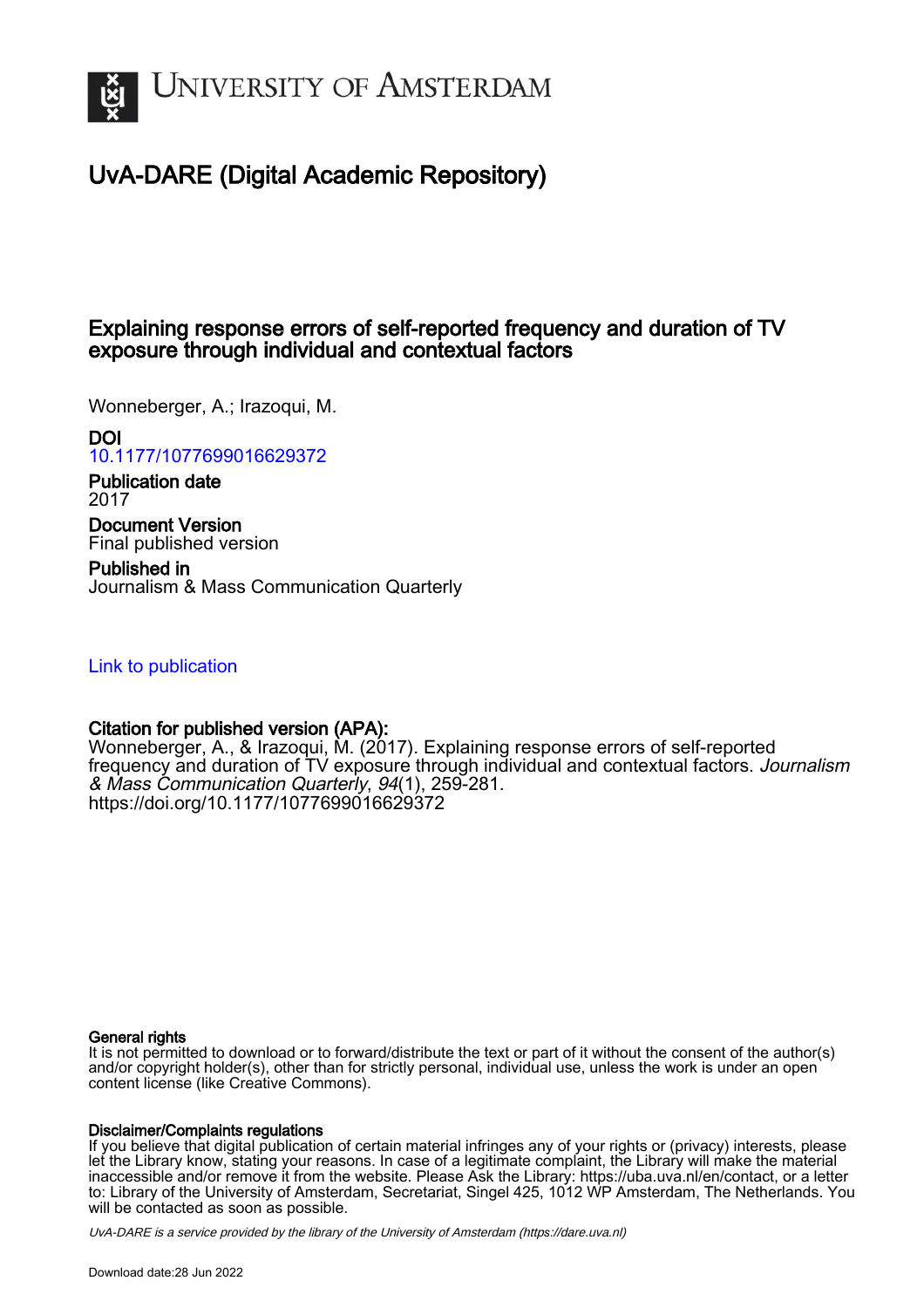# UvA-DARE (Digital Academic Repository)

## Explaining response errors of self-reported frequency and duration of TV exposure through individual and contextual factors

Wonneberger, A.; Irazoqui, M.

**DOI**
10.1177/1077699016629372

**Publication date**
2017

**Document Version**
Final published version

**Published in**
Journalism & Mass Communication Quarterly

Link to publication

**Citation for published version (APA):**
Wonneberger, A., & Irazoqui, M. (2017). Explaining response errors of self-reported frequency and duration of TV exposure through individual and contextual factors. *Journalism & Mass Communication Quarterly*, *94*(1), 259-281. https://doi.org/10.1177/1077699016629372

**General rights**
It is not permitted to download or to forward/distribute the text or part of it without the consent of the author(s) and/or copyright holder(s), other than for strictly personal, individual use, unless the work is under an open content license (like Creative Commons).

**Disclaimer/Complaints regulations**
If you believe that digital publication of certain material infringes any of your rights or (privacy) interests, please let the Library know, stating your reasons. In case of a legitimate complaint, the Library will make the material inaccessible and/or remove it from the website. Please Ask the Library: https://uba.uva.nl/en/contact, or a letter to: Library of the University of Amsterdam, Secretariat, Singel 425, 1012 WP Amsterdam, The Netherlands. You will be contacted as soon as possible.

*UvA-DARE is a service provided by the library of the University of Amsterdam (https://dare.uva.nl)*

Download date:28 Jun 2022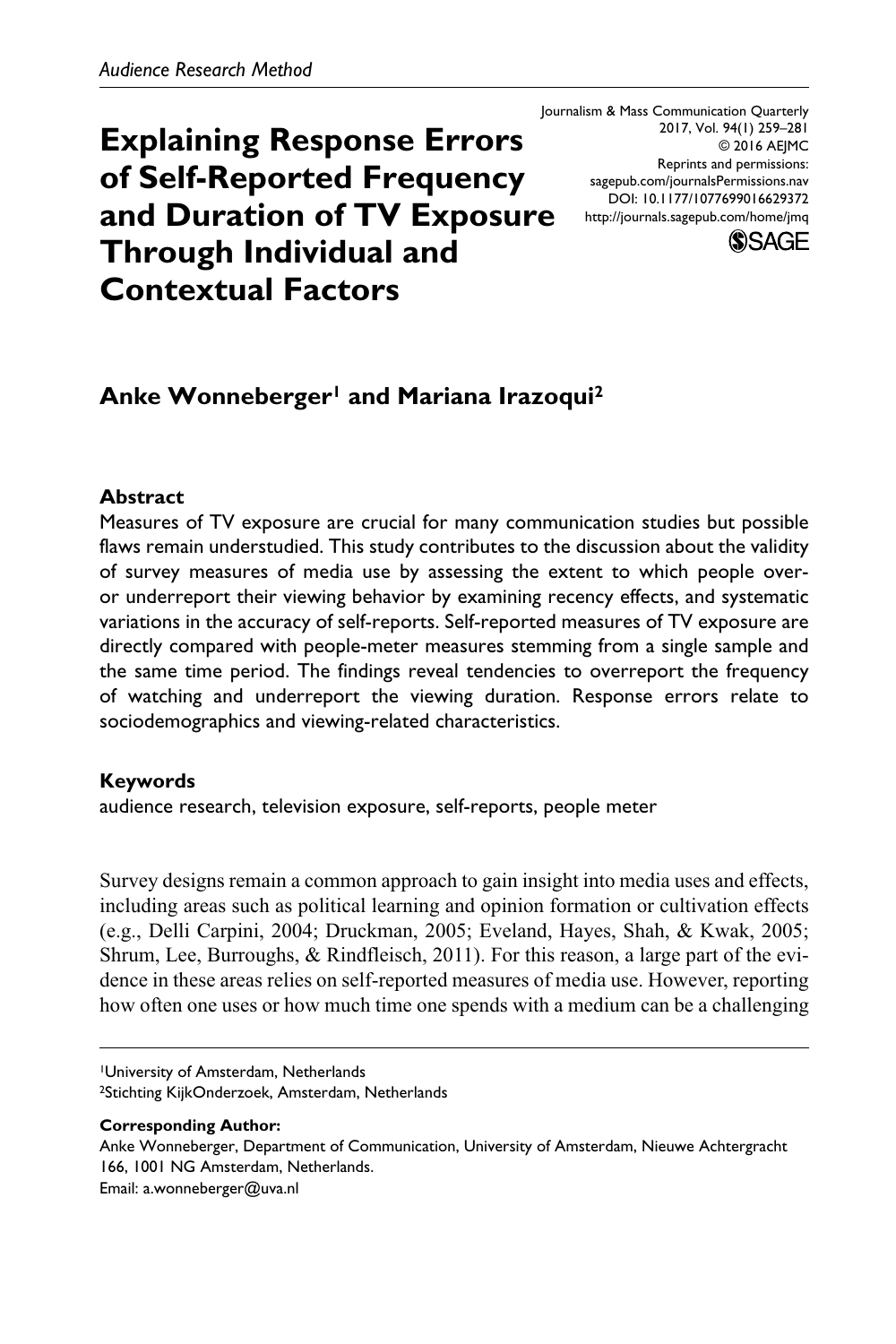*Audience Research Method*

# Explaining Response Errors of Self-Reported Frequency and Duration of TV Exposure Through Individual and Contextual Factors

Journalism & Mass Communication Quarterly
2017, Vol. 94(1) 259–281
© 2016 AEJMC
Reprints and permissions:
sagepub.com/journalsPermissions.nav
DOI: 10.1177/1077699016629372
http://journals.sagepub.com/home/jmq

**Anke Wonneberger[1] and Mariana Irazoqui[2]**

### Abstract

Measures of TV exposure are crucial for many communication studies but possible flaws remain understudied. This study contributes to the discussion about the validity of survey measures of media use by assessing the extent to which people over- or underreport their viewing behavior by examining recency effects, and systematic variations in the accuracy of self-reports. Self-reported measures of TV exposure are directly compared with people-meter measures stemming from a single sample and the same time period. The findings reveal tendencies to overreport the frequency of watching and underreport the viewing duration. Response errors relate to sociodemographics and viewing-related characteristics.

### Keywords

audience research, television exposure, self-reports, people meter

Survey designs remain a common approach to gain insight into media uses and effects, including areas such as political learning and opinion formation or cultivation effects (e.g., Delli Carpini, 2004; Druckman, 2005; Eveland, Hayes, Shah, & Kwak, 2005; Shrum, Lee, Burroughs, & Rindfleisch, 2011). For this reason, a large part of the evidence in these areas relies on self-reported measures of media use. However, reporting how often one uses or how much time one spends with a medium can be a challenging

[1]University of Amsterdam, Netherlands
[2]Stichting KijkOnderzoek, Amsterdam, Netherlands

**Corresponding Author:**
Anke Wonneberger, Department of Communication, University of Amsterdam, Nieuwe Achtergracht 166, 1001 NG Amsterdam, Netherlands.
Email: a.wonneberger@uva.nl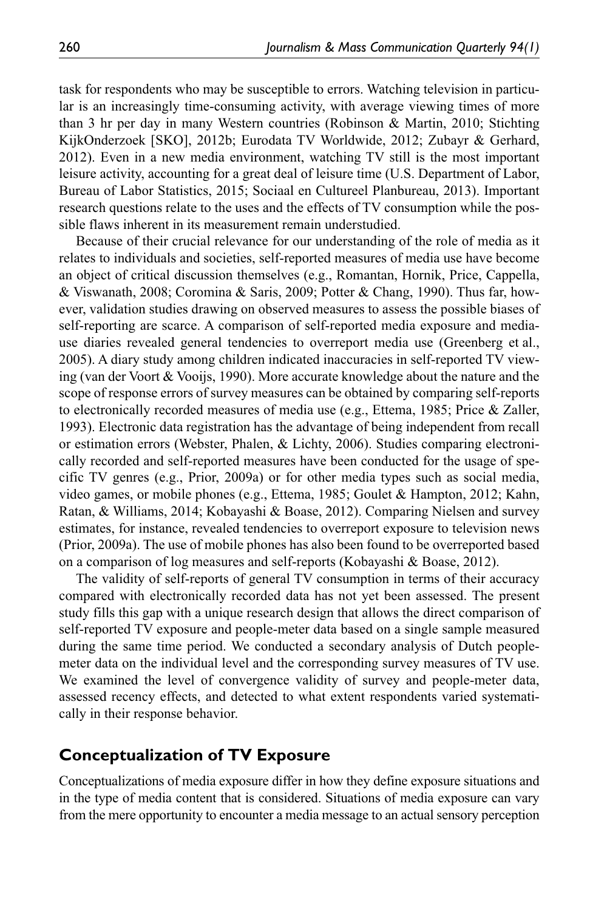task for respondents who may be susceptible to errors. Watching television in particular is an increasingly time-consuming activity, with average viewing times of more than 3 hr per day in many Western countries (Robinson & Martin, 2010; Stichting KijkOnderzoek [SKO], 2012b; Eurodata TV Worldwide, 2012; Zubayr & Gerhard, 2012). Even in a new media environment, watching TV still is the most important leisure activity, accounting for a great deal of leisure time (U.S. Department of Labor, Bureau of Labor Statistics, 2015; Sociaal en Cultureel Planbureau, 2013). Important research questions relate to the uses and the effects of TV consumption while the possible flaws inherent in its measurement remain understudied.

Because of their crucial relevance for our understanding of the role of media as it relates to individuals and societies, self-reported measures of media use have become an object of critical discussion themselves (e.g., Romantan, Hornik, Price, Cappella, & Viswanath, 2008; Coromina & Saris, 2009; Potter & Chang, 1990). Thus far, however, validation studies drawing on observed measures to assess the possible biases of self-reporting are scarce. A comparison of self-reported media exposure and media-use diaries revealed general tendencies to overreport media use (Greenberg et al., 2005). A diary study among children indicated inaccuracies in self-reported TV viewing (van der Voort & Vooijs, 1990). More accurate knowledge about the nature and the scope of response errors of survey measures can be obtained by comparing self-reports to electronically recorded measures of media use (e.g., Ettema, 1985; Price & Zaller, 1993). Electronic data registration has the advantage of being independent from recall or estimation errors (Webster, Phalen, & Lichty, 2006). Studies comparing electronically recorded and self-reported measures have been conducted for the usage of specific TV genres (e.g., Prior, 2009a) or for other media types such as social media, video games, or mobile phones (e.g., Ettema, 1985; Goulet & Hampton, 2012; Kahn, Ratan, & Williams, 2014; Kobayashi & Boase, 2012). Comparing Nielsen and survey estimates, for instance, revealed tendencies to overreport exposure to television news (Prior, 2009a). The use of mobile phones has also been found to be overreported based on a comparison of log measures and self-reports (Kobayashi & Boase, 2012).

The validity of self-reports of general TV consumption in terms of their accuracy compared with electronically recorded data has not yet been assessed. The present study fills this gap with a unique research design that allows the direct comparison of self-reported TV exposure and people-meter data based on a single sample measured during the same time period. We conducted a secondary analysis of Dutch people-meter data on the individual level and the corresponding survey measures of TV use. We examined the level of convergence validity of survey and people-meter data, assessed recency effects, and detected to what extent respondents varied systematically in their response behavior.

## Conceptualization of TV Exposure

Conceptualizations of media exposure differ in how they define exposure situations and in the type of media content that is considered. Situations of media exposure can vary from the mere opportunity to encounter a media message to an actual sensory perception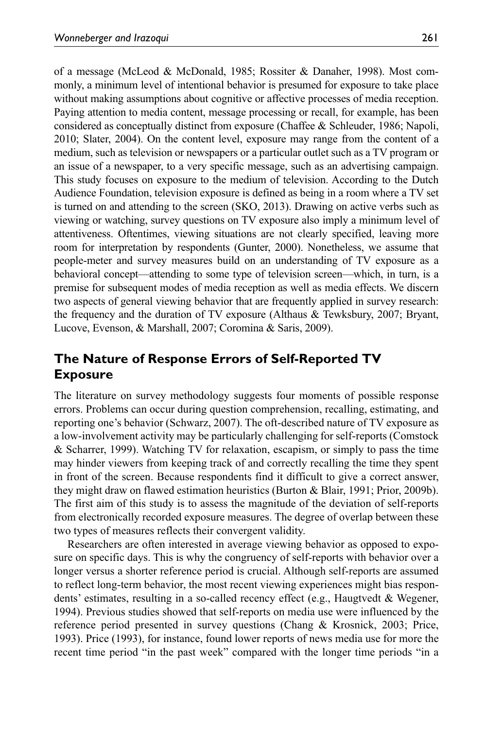of a message (McLeod & McDonald, 1985; Rossiter & Danaher, 1998). Most commonly, a minimum level of intentional behavior is presumed for exposure to take place without making assumptions about cognitive or affective processes of media reception. Paying attention to media content, message processing or recall, for example, has been considered as conceptually distinct from exposure (Chaffee & Schleuder, 1986; Napoli, 2010; Slater, 2004). On the content level, exposure may range from the content of a medium, such as television or newspapers or a particular outlet such as a TV program or an issue of a newspaper, to a very specific message, such as an advertising campaign. This study focuses on exposure to the medium of television. According to the Dutch Audience Foundation, television exposure is defined as being in a room where a TV set is turned on and attending to the screen (SKO, 2013). Drawing on active verbs such as viewing or watching, survey questions on TV exposure also imply a minimum level of attentiveness. Oftentimes, viewing situations are not clearly specified, leaving more room for interpretation by respondents (Gunter, 2000). Nonetheless, we assume that people-meter and survey measures build on an understanding of TV exposure as a behavioral concept—attending to some type of television screen—which, in turn, is a premise for subsequent modes of media reception as well as media effects. We discern two aspects of general viewing behavior that are frequently applied in survey research: the frequency and the duration of TV exposure (Althaus & Tewksbury, 2007; Bryant, Lucove, Evenson, & Marshall, 2007; Coromina & Saris, 2009).

## The Nature of Response Errors of Self-Reported TV Exposure

The literature on survey methodology suggests four moments of possible response errors. Problems can occur during question comprehension, recalling, estimating, and reporting one's behavior (Schwarz, 2007). The oft-described nature of TV exposure as a low-involvement activity may be particularly challenging for self-reports (Comstock & Scharrer, 1999). Watching TV for relaxation, escapism, or simply to pass the time may hinder viewers from keeping track of and correctly recalling the time they spent in front of the screen. Because respondents find it difficult to give a correct answer, they might draw on flawed estimation heuristics (Burton & Blair, 1991; Prior, 2009b). The first aim of this study is to assess the magnitude of the deviation of self-reports from electronically recorded exposure measures. The degree of overlap between these two types of measures reflects their convergent validity.

Researchers are often interested in average viewing behavior as opposed to exposure on specific days. This is why the congruency of self-reports with behavior over a longer versus a shorter reference period is crucial. Although self-reports are assumed to reflect long-term behavior, the most recent viewing experiences might bias respondents' estimates, resulting in a so-called recency effect (e.g., Haugtvedt & Wegener, 1994). Previous studies showed that self-reports on media use were influenced by the reference period presented in survey questions (Chang & Krosnick, 2003; Price, 1993). Price (1993), for instance, found lower reports of news media use for more the recent time period "in the past week" compared with the longer time periods "in a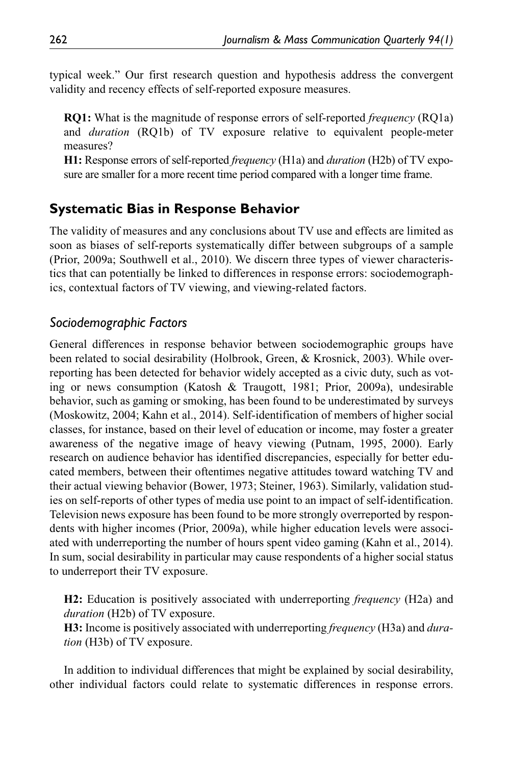typical week." Our first research question and hypothesis address the convergent validity and recency effects of self-reported exposure measures.

> **RQ1:** What is the magnitude of response errors of self-reported *frequency* (RQ1a) and *duration* (RQ1b) of TV exposure relative to equivalent people-meter measures?
>
> **H1:** Response errors of self-reported *frequency* (H1a) and *duration* (H2b) of TV exposure are smaller for a more recent time period compared with a longer time frame.

## Systematic Bias in Response Behavior

The validity of measures and any conclusions about TV use and effects are limited as soon as biases of self-reports systematically differ between subgroups of a sample (Prior, 2009a; Southwell et al., 2010). We discern three types of viewer characteristics that can potentially be linked to differences in response errors: sociodemographics, contextual factors of TV viewing, and viewing-related factors.

### *Sociodemographic Factors*

General differences in response behavior between sociodemographic groups have been related to social desirability (Holbrook, Green, & Krosnick, 2003). While overreporting has been detected for behavior widely accepted as a civic duty, such as voting or news consumption (Katosh & Traugott, 1981; Prior, 2009a), undesirable behavior, such as gaming or smoking, has been found to be underestimated by surveys (Moskowitz, 2004; Kahn et al., 2014). Self-identification of members of higher social classes, for instance, based on their level of education or income, may foster a greater awareness of the negative image of heavy viewing (Putnam, 1995, 2000). Early research on audience behavior has identified discrepancies, especially for better educated members, between their oftentimes negative attitudes toward watching TV and their actual viewing behavior (Bower, 1973; Steiner, 1963). Similarly, validation studies on self-reports of other types of media use point to an impact of self-identification. Television news exposure has been found to be more strongly overreported by respondents with higher incomes (Prior, 2009a), while higher education levels were associated with underreporting the number of hours spent video gaming (Kahn et al., 2014). In sum, social desirability in particular may cause respondents of a higher social status to underreport their TV exposure.

> **H2:** Education is positively associated with underreporting *frequency* (H2a) and *duration* (H2b) of TV exposure.
>
> **H3:** Income is positively associated with underreporting *frequency* (H3a) and *duration* (H3b) of TV exposure.

In addition to individual differences that might be explained by social desirability, other individual factors could relate to systematic differences in response errors.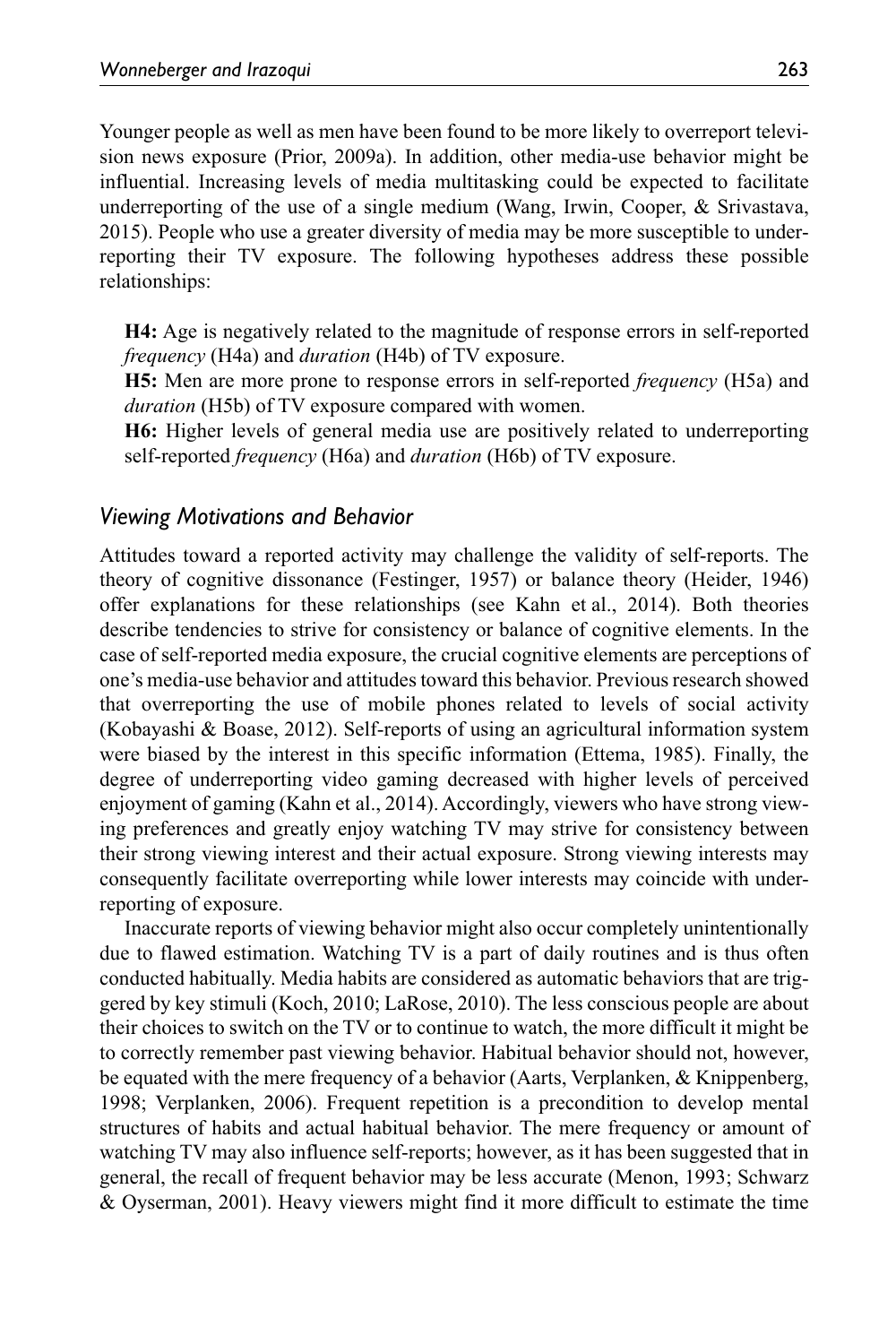Younger people as well as men have been found to be more likely to overreport television news exposure (Prior, 2009a). In addition, other media-use behavior might be influential. Increasing levels of media multitasking could be expected to facilitate underreporting of the use of a single medium (Wang, Irwin, Cooper, & Srivastava, 2015). People who use a greater diversity of media may be more susceptible to underreporting their TV exposure. The following hypotheses address these possible relationships:

**H4:** Age is negatively related to the magnitude of response errors in self-reported *frequency* (H4a) and *duration* (H4b) of TV exposure.

**H5:** Men are more prone to response errors in self-reported *frequency* (H5a) and *duration* (H5b) of TV exposure compared with women.

**H6:** Higher levels of general media use are positively related to underreporting self-reported *frequency* (H6a) and *duration* (H6b) of TV exposure.

### *Viewing Motivations and Behavior*

Attitudes toward a reported activity may challenge the validity of self-reports. The theory of cognitive dissonance (Festinger, 1957) or balance theory (Heider, 1946) offer explanations for these relationships (see Kahn et al., 2014). Both theories describe tendencies to strive for consistency or balance of cognitive elements. In the case of self-reported media exposure, the crucial cognitive elements are perceptions of one's media-use behavior and attitudes toward this behavior. Previous research showed that overreporting the use of mobile phones related to levels of social activity (Kobayashi & Boase, 2012). Self-reports of using an agricultural information system were biased by the interest in this specific information (Ettema, 1985). Finally, the degree of underreporting video gaming decreased with higher levels of perceived enjoyment of gaming (Kahn et al., 2014). Accordingly, viewers who have strong viewing preferences and greatly enjoy watching TV may strive for consistency between their strong viewing interest and their actual exposure. Strong viewing interests may consequently facilitate overreporting while lower interests may coincide with underreporting of exposure.

Inaccurate reports of viewing behavior might also occur completely unintentionally due to flawed estimation. Watching TV is a part of daily routines and is thus often conducted habitually. Media habits are considered as automatic behaviors that are triggered by key stimuli (Koch, 2010; LaRose, 2010). The less conscious people are about their choices to switch on the TV or to continue to watch, the more difficult it might be to correctly remember past viewing behavior. Habitual behavior should not, however, be equated with the mere frequency of a behavior (Aarts, Verplanken, & Knippenberg, 1998; Verplanken, 2006). Frequent repetition is a precondition to develop mental structures of habits and actual habitual behavior. The mere frequency or amount of watching TV may also influence self-reports; however, as it has been suggested that in general, the recall of frequent behavior may be less accurate (Menon, 1993; Schwarz & Oyserman, 2001). Heavy viewers might find it more difficult to estimate the time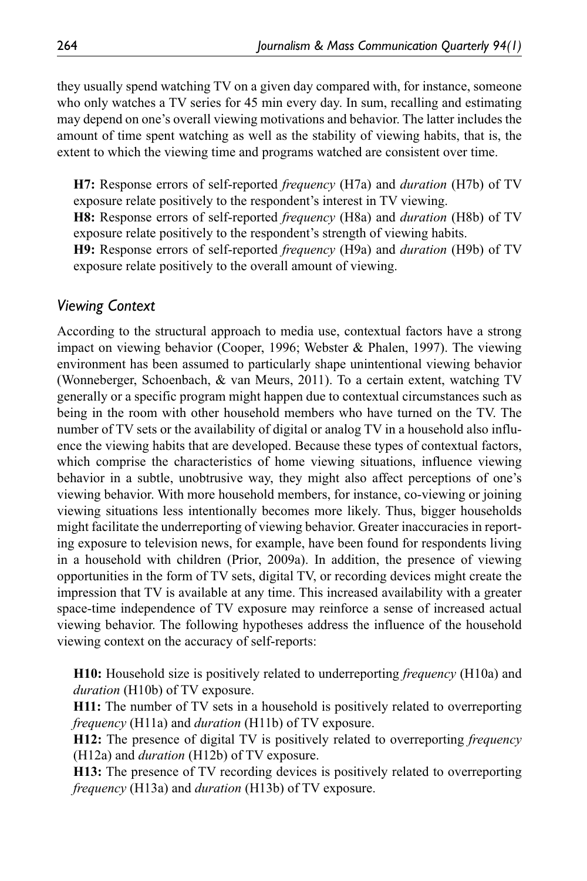they usually spend watching TV on a given day compared with, for instance, someone who only watches a TV series for 45 min every day. In sum, recalling and estimating may depend on one's overall viewing motivations and behavior. The latter includes the amount of time spent watching as well as the stability of viewing habits, that is, the extent to which the viewing time and programs watched are consistent over time.

> **H7:** Response errors of self-reported *frequency* (H7a) and *duration* (H7b) of TV exposure relate positively to the respondent's interest in TV viewing.
> **H8:** Response errors of self-reported *frequency* (H8a) and *duration* (H8b) of TV exposure relate positively to the respondent's strength of viewing habits.
> **H9:** Response errors of self-reported *frequency* (H9a) and *duration* (H9b) of TV exposure relate positively to the overall amount of viewing.

### *Viewing Context*

According to the structural approach to media use, contextual factors have a strong impact on viewing behavior (Cooper, 1996; Webster & Phalen, 1997). The viewing environment has been assumed to particularly shape unintentional viewing behavior (Wonneberger, Schoenbach, & van Meurs, 2011). To a certain extent, watching TV generally or a specific program might happen due to contextual circumstances such as being in the room with other household members who have turned on the TV. The number of TV sets or the availability of digital or analog TV in a household also influence the viewing habits that are developed. Because these types of contextual factors, which comprise the characteristics of home viewing situations, influence viewing behavior in a subtle, unobtrusive way, they might also affect perceptions of one's viewing behavior. With more household members, for instance, co-viewing or joining viewing situations less intentionally becomes more likely. Thus, bigger households might facilitate the underreporting of viewing behavior. Greater inaccuracies in reporting exposure to television news, for example, have been found for respondents living in a household with children (Prior, 2009a). In addition, the presence of viewing opportunities in the form of TV sets, digital TV, or recording devices might create the impression that TV is available at any time. This increased availability with a greater space-time independence of TV exposure may reinforce a sense of increased actual viewing behavior. The following hypotheses address the influence of the household viewing context on the accuracy of self-reports:

> **H10:** Household size is positively related to underreporting *frequency* (H10a) and *duration* (H10b) of TV exposure.
> **H11:** The number of TV sets in a household is positively related to overreporting *frequency* (H11a) and *duration* (H11b) of TV exposure.
> **H12:** The presence of digital TV is positively related to overreporting *frequency* (H12a) and *duration* (H12b) of TV exposure.
> **H13:** The presence of TV recording devices is positively related to overreporting *frequency* (H13a) and *duration* (H13b) of TV exposure.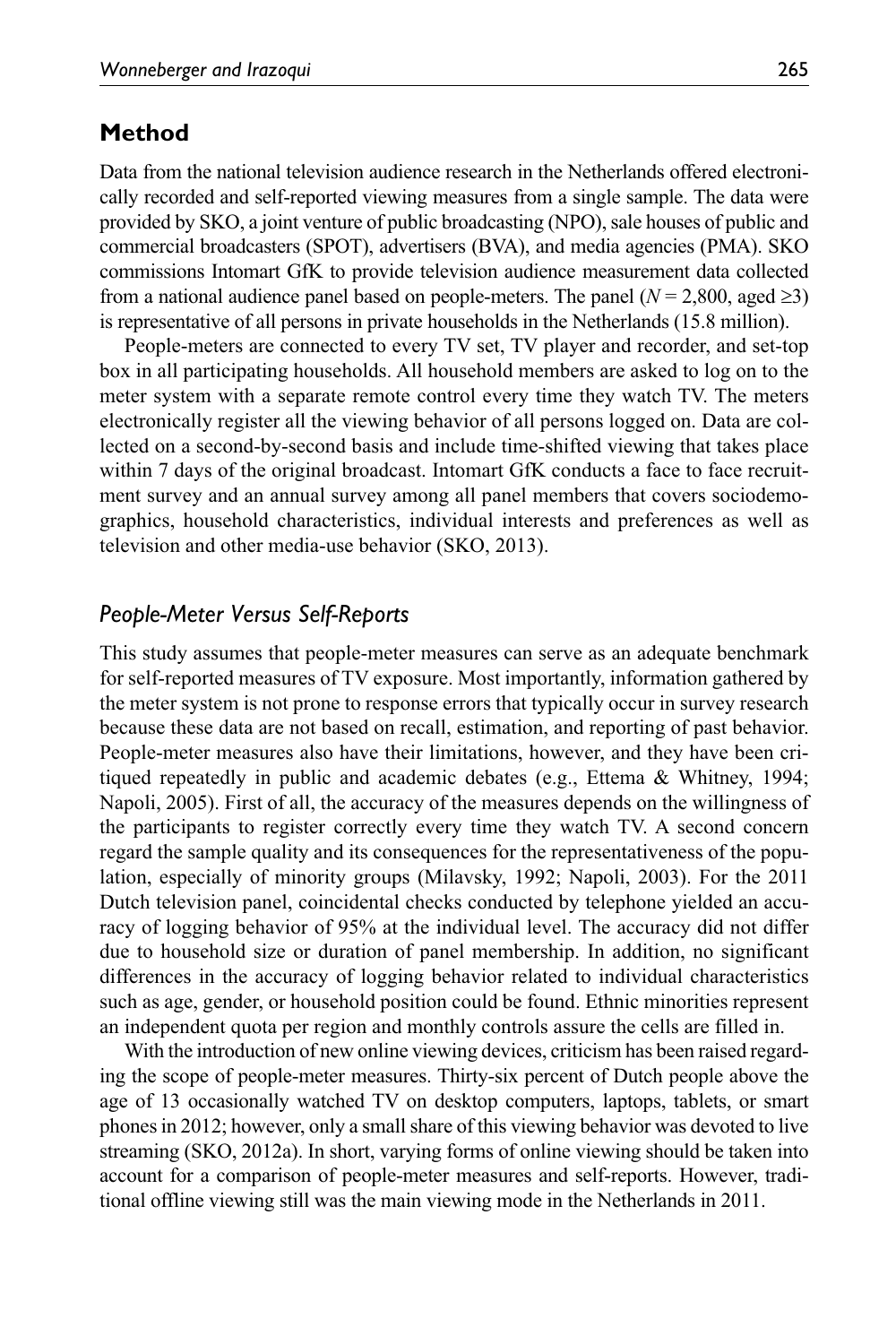## Method

Data from the national television audience research in the Netherlands offered electronically recorded and self-reported viewing measures from a single sample. The data were provided by SKO, a joint venture of public broadcasting (NPO), sale houses of public and commercial broadcasters (SPOT), advertisers (BVA), and media agencies (PMA). SKO commissions Intomart GfK to provide television audience measurement data collected from a national audience panel based on people-meters. The panel ($N$ = 2,800, aged ≥3) is representative of all persons in private households in the Netherlands (15.8 million).

People-meters are connected to every TV set, TV player and recorder, and set-top box in all participating households. All household members are asked to log on to the meter system with a separate remote control every time they watch TV. The meters electronically register all the viewing behavior of all persons logged on. Data are collected on a second-by-second basis and include time-shifted viewing that takes place within 7 days of the original broadcast. Intomart GfK conducts a face to face recruitment survey and an annual survey among all panel members that covers sociodemographics, household characteristics, individual interests and preferences as well as television and other media-use behavior (SKO, 2013).

### *People-Meter Versus Self-Reports*

This study assumes that people-meter measures can serve as an adequate benchmark for self-reported measures of TV exposure. Most importantly, information gathered by the meter system is not prone to response errors that typically occur in survey research because these data are not based on recall, estimation, and reporting of past behavior. People-meter measures also have their limitations, however, and they have been critiqued repeatedly in public and academic debates (e.g., Ettema & Whitney, 1994; Napoli, 2005). First of all, the accuracy of the measures depends on the willingness of the participants to register correctly every time they watch TV. A second concern regard the sample quality and its consequences for the representativeness of the population, especially of minority groups (Milavsky, 1992; Napoli, 2003). For the 2011 Dutch television panel, coincidental checks conducted by telephone yielded an accuracy of logging behavior of 95% at the individual level. The accuracy did not differ due to household size or duration of panel membership. In addition, no significant differences in the accuracy of logging behavior related to individual characteristics such as age, gender, or household position could be found. Ethnic minorities represent an independent quota per region and monthly controls assure the cells are filled in.

With the introduction of new online viewing devices, criticism has been raised regarding the scope of people-meter measures. Thirty-six percent of Dutch people above the age of 13 occasionally watched TV on desktop computers, laptops, tablets, or smart phones in 2012; however, only a small share of this viewing behavior was devoted to live streaming (SKO, 2012a). In short, varying forms of online viewing should be taken into account for a comparison of people-meter measures and self-reports. However, traditional offline viewing still was the main viewing mode in the Netherlands in 2011.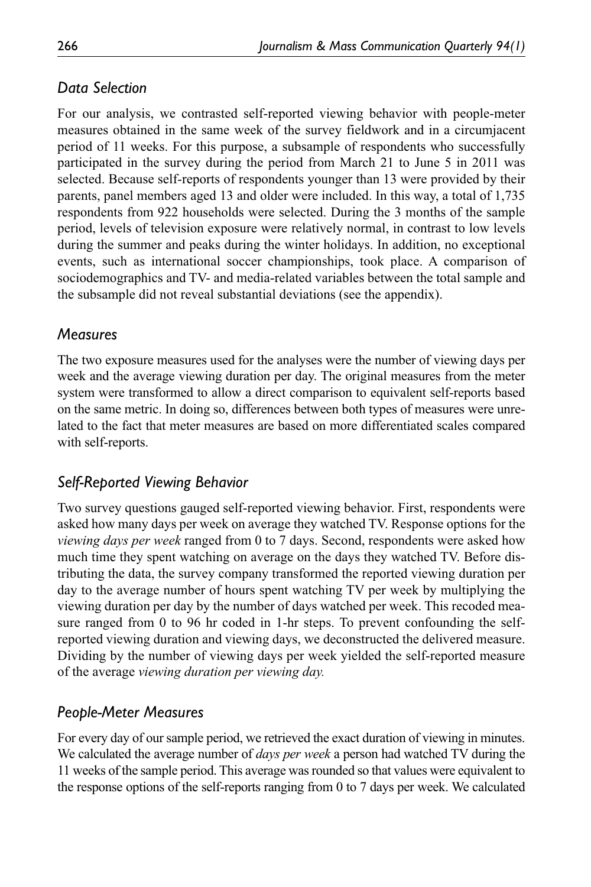## *Data Selection*

For our analysis, we contrasted self-reported viewing behavior with people-meter measures obtained in the same week of the survey fieldwork and in a circumjacent period of 11 weeks. For this purpose, a subsample of respondents who successfully participated in the survey during the period from March 21 to June 5 in 2011 was selected. Because self-reports of respondents younger than 13 were provided by their parents, panel members aged 13 and older were included. In this way, a total of 1,735 respondents from 922 households were selected. During the 3 months of the sample period, levels of television exposure were relatively normal, in contrast to low levels during the summer and peaks during the winter holidays. In addition, no exceptional events, such as international soccer championships, took place. A comparison of sociodemographics and TV- and media-related variables between the total sample and the subsample did not reveal substantial deviations (see the appendix).

## *Measures*

The two exposure measures used for the analyses were the number of viewing days per week and the average viewing duration per day. The original measures from the meter system were transformed to allow a direct comparison to equivalent self-reports based on the same metric. In doing so, differences between both types of measures were unrelated to the fact that meter measures are based on more differentiated scales compared with self-reports.

## *Self-Reported Viewing Behavior*

Two survey questions gauged self-reported viewing behavior. First, respondents were asked how many days per week on average they watched TV. Response options for the *viewing days per week* ranged from 0 to 7 days. Second, respondents were asked how much time they spent watching on average on the days they watched TV. Before distributing the data, the survey company transformed the reported viewing duration per day to the average number of hours spent watching TV per week by multiplying the viewing duration per day by the number of days watched per week. This recoded measure ranged from 0 to 96 hr coded in 1-hr steps. To prevent confounding the self-reported viewing duration and viewing days, we deconstructed the delivered measure. Dividing by the number of viewing days per week yielded the self-reported measure of the average *viewing duration per viewing day.*

## *People-Meter Measures*

For every day of our sample period, we retrieved the exact duration of viewing in minutes. We calculated the average number of *days per week* a person had watched TV during the 11 weeks of the sample period. This average was rounded so that values were equivalent to the response options of the self-reports ranging from 0 to 7 days per week. We calculated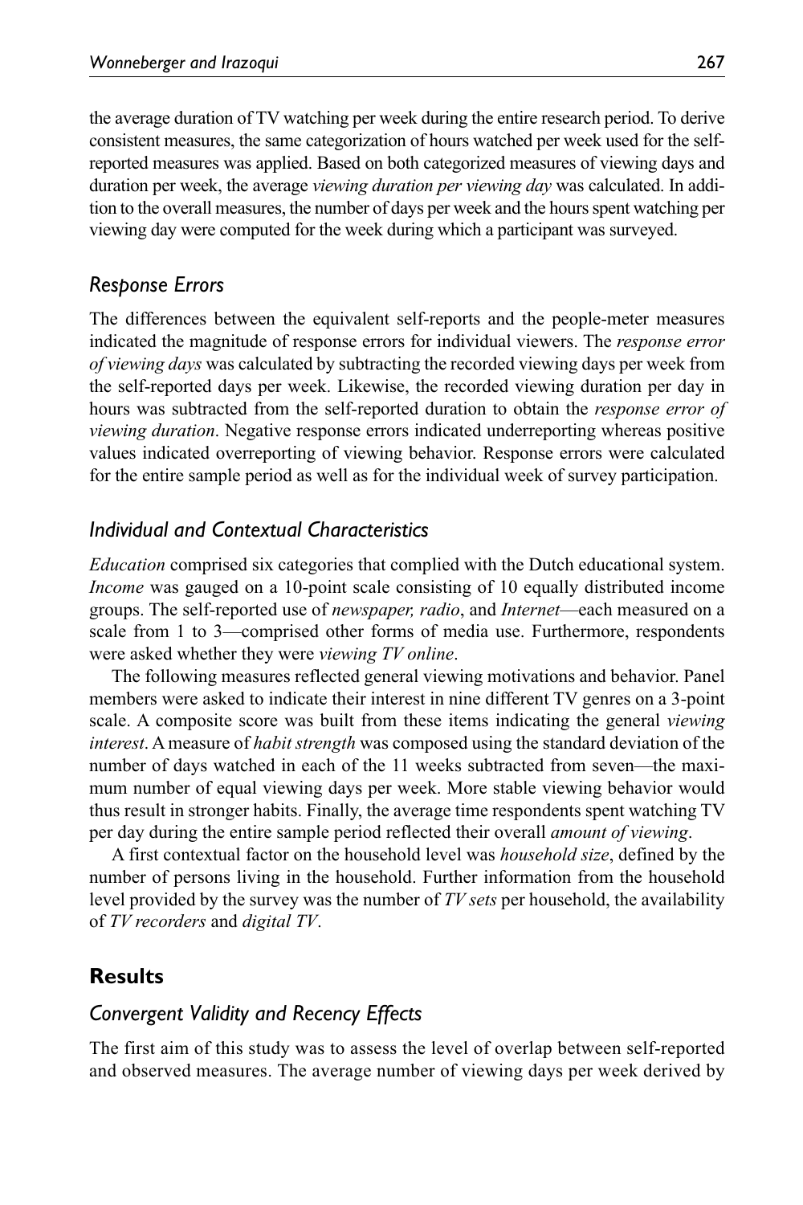the average duration of TV watching per week during the entire research period. To derive consistent measures, the same categorization of hours watched per week used for the self-reported measures was applied. Based on both categorized measures of viewing days and duration per week, the average *viewing duration per viewing day* was calculated. In addition to the overall measures, the number of days per week and the hours spent watching per viewing day were computed for the week during which a participant was surveyed.

### Response Errors

The differences between the equivalent self-reports and the people-meter measures indicated the magnitude of response errors for individual viewers. The *response error of viewing days* was calculated by subtracting the recorded viewing days per week from the self-reported days per week. Likewise, the recorded viewing duration per day in hours was subtracted from the self-reported duration to obtain the *response error of viewing duration*. Negative response errors indicated underreporting whereas positive values indicated overreporting of viewing behavior. Response errors were calculated for the entire sample period as well as for the individual week of survey participation.

### Individual and Contextual Characteristics

*Education* comprised six categories that complied with the Dutch educational system. *Income* was gauged on a 10-point scale consisting of 10 equally distributed income groups. The self-reported use of *newspaper, radio*, and *Internet*—each measured on a scale from 1 to 3—comprised other forms of media use. Furthermore, respondents were asked whether they were *viewing TV online*.

The following measures reflected general viewing motivations and behavior. Panel members were asked to indicate their interest in nine different TV genres on a 3-point scale. A composite score was built from these items indicating the general *viewing interest*. A measure of *habit strength* was composed using the standard deviation of the number of days watched in each of the 11 weeks subtracted from seven—the maximum number of equal viewing days per week. More stable viewing behavior would thus result in stronger habits. Finally, the average time respondents spent watching TV per day during the entire sample period reflected their overall *amount of viewing*.

A first contextual factor on the household level was *household size*, defined by the number of persons living in the household. Further information from the household level provided by the survey was the number of *TV sets* per household, the availability of *TV recorders* and *digital TV*.

## Results

### Convergent Validity and Recency Effects

The first aim of this study was to assess the level of overlap between self-reported and observed measures. The average number of viewing days per week derived by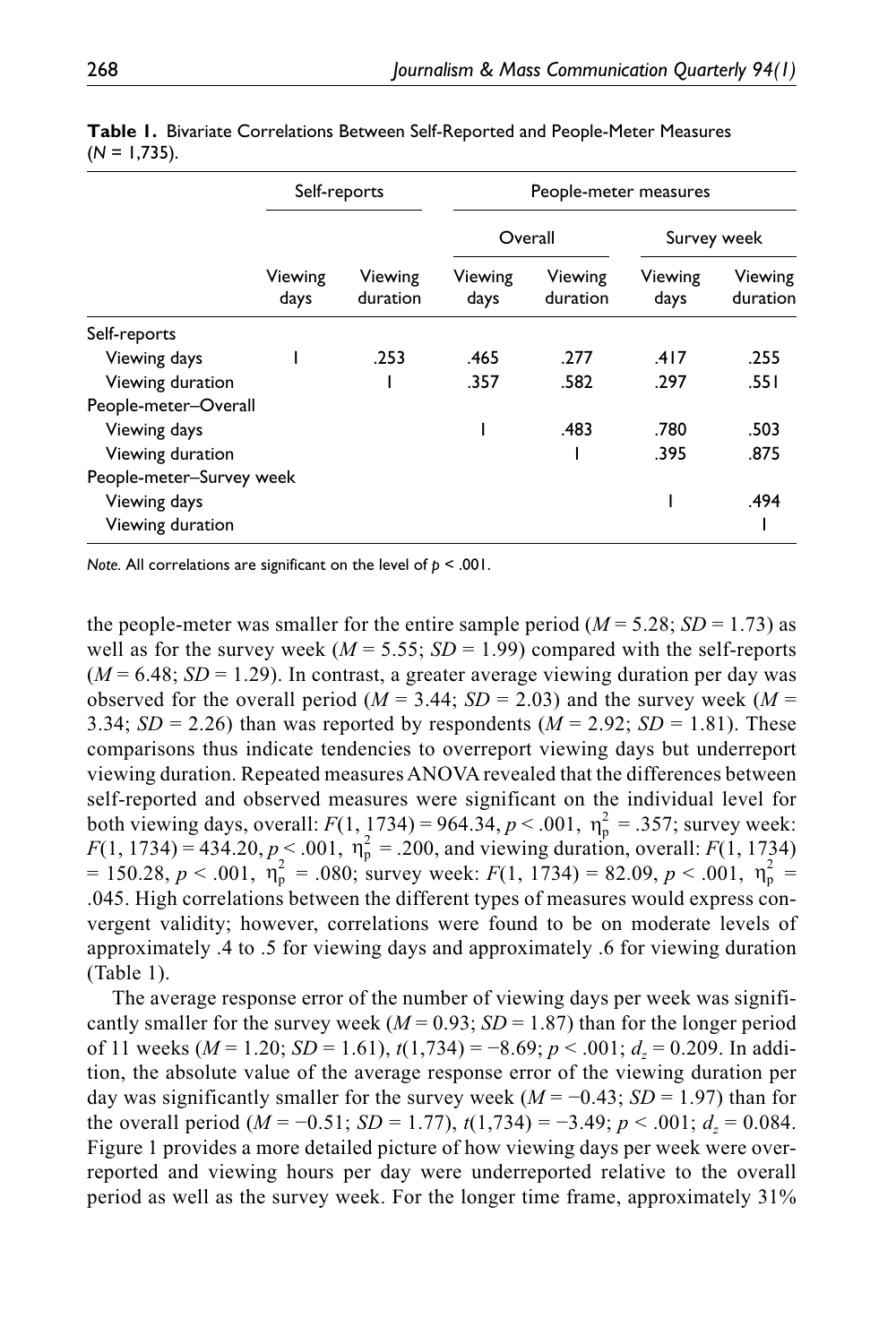**Table 1.** Bivariate Correlations Between Self-Reported and People-Meter Measures ($N$ = 1,735).

| | Self-reports | | People-meter measures | | | |
|---|---|---|---|---|---|---|
| | | | Overall | | Survey week | |
| | Viewing days | Viewing duration | Viewing days | Viewing duration | Viewing days | Viewing duration |
| Self-reports | | | | | | |
| Viewing days | 1 | .253 | .465 | .277 | .417 | .255 |
| Viewing duration | | 1 | .357 | .582 | .297 | .551 |
| People-meter–Overall | | | | | | |
| Viewing days | | | 1 | .483 | .780 | .503 |
| Viewing duration | | | | 1 | .395 | .875 |
| People-meter–Survey week | | | | | | |
| Viewing days | | | | | 1 | .494 |
| Viewing duration | | | | | | 1 |

*Note.* All correlations are significant on the level of $p < .001$.

the people-meter was smaller for the entire sample period ($M$ = 5.28; $SD$ = 1.73) as well as for the survey week ($M$ = 5.55; $SD$ = 1.99) compared with the self-reports ($M$ = 6.48; $SD$ = 1.29). In contrast, a greater average viewing duration per day was observed for the overall period ($M$ = 3.44; $SD$ = 2.03) and the survey week ($M$ = 3.34; $SD$ = 2.26) than was reported by respondents ($M$ = 2.92; $SD$ = 1.81). These comparisons thus indicate tendencies to overreport viewing days but underreport viewing duration. Repeated measures ANOVA revealed that the differences between self-reported and observed measures were significant on the individual level for both viewing days, overall: $F(1, 1734) = 964.34$, $p < .001$, $\eta_p^2 = .357$; survey week: $F(1, 1734) = 434.20$, $p < .001$, $\eta_p^2 = .200$, and viewing duration, overall: $F(1, 1734) = 150.28$, $p < .001$, $\eta_p^2 = .080$; survey week: $F(1, 1734) = 82.09$, $p < .001$, $\eta_p^2 = .045$. High correlations between the different types of measures would express convergent validity; however, correlations were found to be on moderate levels of approximately .4 to .5 for viewing days and approximately .6 for viewing duration (Table 1).

The average response error of the number of viewing days per week was significantly smaller for the survey week ($M$ = 0.93; $SD$ = 1.87) than for the longer period of 11 weeks ($M$ = 1.20; $SD$ = 1.61), $t(1,734) = −8.69$; $p < .001$; $d_z = 0.209$. In addition, the absolute value of the average response error of the viewing duration per day was significantly smaller for the survey week ($M$ = −0.43; $SD$ = 1.97) than for the overall period ($M$ = −0.51; $SD$ = 1.77), $t(1,734) = −3.49$; $p < .001$; $d_z = 0.084$. Figure 1 provides a more detailed picture of how viewing days per week were overreported and viewing hours per day were underreported relative to the overall period as well as the survey week. For the longer time frame, approximately 31%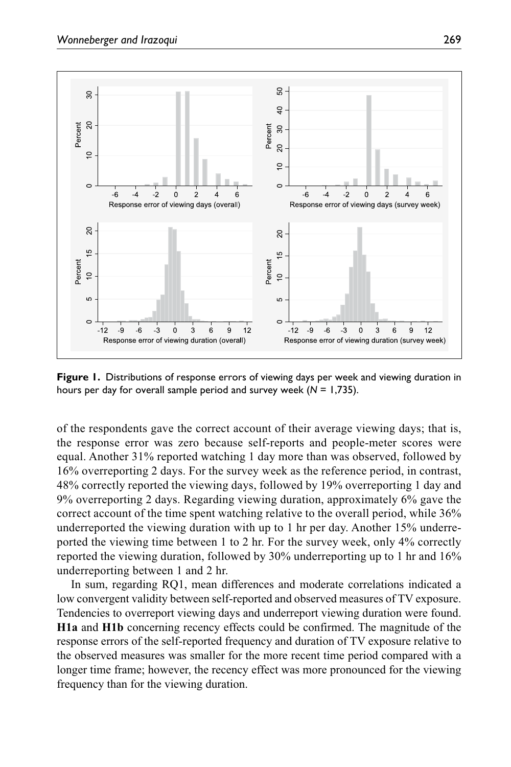**Figure 1.** Distributions of response errors of viewing days per week and viewing duration in hours per day for overall sample period and survey week (*N* = 1,735).

of the respondents gave the correct account of their average viewing days; that is, the response error was zero because self-reports and people-meter scores were equal. Another 31% reported watching 1 day more than was observed, followed by 16% overreporting 2 days. For the survey week as the reference period, in contrast, 48% correctly reported the viewing days, followed by 19% overreporting 1 day and 9% overreporting 2 days. Regarding viewing duration, approximately 6% gave the correct account of the time spent watching relative to the overall period, while 36% underreported the viewing duration with up to 1 hr per day. Another 15% underreported the viewing time between 1 to 2 hr. For the survey week, only 4% correctly reported the viewing duration, followed by 30% underreporting up to 1 hr and 16% underreporting between 1 and 2 hr.

In sum, regarding RQ1, mean differences and moderate correlations indicated a low convergent validity between self-reported and observed measures of TV exposure. Tendencies to overreport viewing days and underreport viewing duration were found. **H1a** and **H1b** concerning recency effects could be confirmed. The magnitude of the response errors of the self-reported frequency and duration of TV exposure relative to the observed measures was smaller for the more recent time period compared with a longer time frame; however, the recency effect was more pronounced for the viewing frequency than for the viewing duration.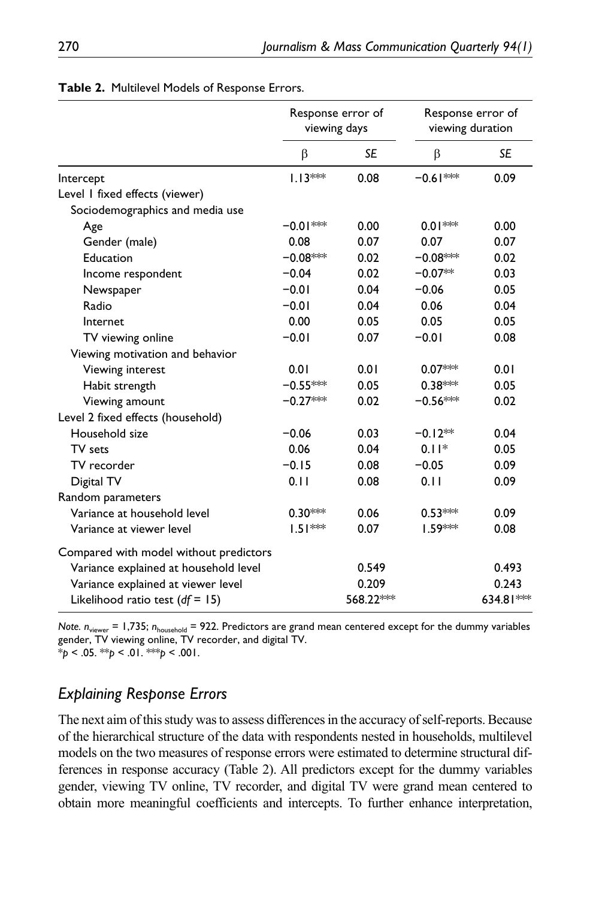**Table 2.** Multilevel Models of Response Errors.

| | Response error of viewing days | | Response error of viewing duration | |
|---|---|---|---|---|
| | β | *SE* | β | *SE* |
| Intercept | 1.13*** | 0.08 | −0.61*** | 0.09 |
| Level 1 fixed effects (viewer) | | | | |
| Sociodemographics and media use | | | | |
| Age | −0.01*** | 0.00 | 0.01*** | 0.00 |
| Gender (male) | 0.08 | 0.07 | 0.07 | 0.07 |
| Education | −0.08*** | 0.02 | −0.08*** | 0.02 |
| Income respondent | −0.04 | 0.02 | −0.07** | 0.03 |
| Newspaper | −0.01 | 0.04 | −0.06 | 0.05 |
| Radio | −0.01 | 0.04 | 0.06 | 0.04 |
| Internet | 0.00 | 0.05 | 0.05 | 0.05 |
| TV viewing online | −0.01 | 0.07 | −0.01 | 0.08 |
| Viewing motivation and behavior | | | | |
| Viewing interest | 0.01 | 0.01 | 0.07*** | 0.01 |
| Habit strength | −0.55*** | 0.05 | 0.38*** | 0.05 |
| Viewing amount | −0.27*** | 0.02 | −0.56*** | 0.02 |
| Level 2 fixed effects (household) | | | | |
| Household size | −0.06 | 0.03 | −0.12** | 0.04 |
| TV sets | 0.06 | 0.04 | 0.11* | 0.05 |
| TV recorder | −0.15 | 0.08 | −0.05 | 0.09 |
| Digital TV | 0.11 | 0.08 | 0.11 | 0.09 |
| Random parameters | | | | |
| Variance at household level | 0.30*** | 0.06 | 0.53*** | 0.09 |
| Variance at viewer level | 1.51*** | 0.07 | 1.59*** | 0.08 |
| Compared with model without predictors | | | | |
| Variance explained at household level | | 0.549 | | 0.493 |
| Variance explained at viewer level | | 0.209 | | 0.243 |
| Likelihood ratio test (*df* = 15) | | 568.22*** | | 634.81*** |

*Note.* $n_{viewer}$ = 1,735; $n_{household}$ = 922. Predictors are grand mean centered except for the dummy variables gender, TV viewing online, TV recorder, and digital TV.
*$p$ < .05. **$p$ < .01. ***$p$ < .001.

## *Explaining Response Errors*

The next aim of this study was to assess differences in the accuracy of self-reports. Because of the hierarchical structure of the data with respondents nested in households, multilevel models on the two measures of response errors were estimated to determine structural differences in response accuracy (Table 2). All predictors except for the dummy variables gender, viewing TV online, TV recorder, and digital TV were grand mean centered to obtain more meaningful coefficients and intercepts. To further enhance interpretation,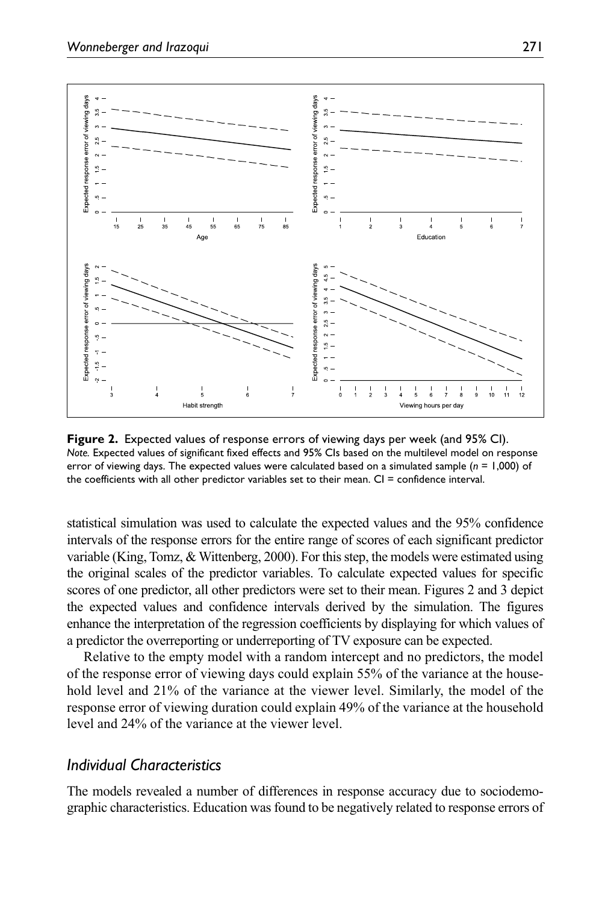**Figure 2.** Expected values of response errors of viewing days per week (and 95% CI).
*Note.* Expected values of significant fixed effects and 95% CIs based on the multilevel model on response error of viewing days. The expected values were calculated based on a simulated sample ($n$ = 1,000) of the coefficients with all other predictor variables set to their mean. CI = confidence interval.

statistical simulation was used to calculate the expected values and the 95% confidence intervals of the response errors for the entire range of scores of each significant predictor variable (King, Tomz, & Wittenberg, 2000). For this step, the models were estimated using the original scales of the predictor variables. To calculate expected values for specific scores of one predictor, all other predictors were set to their mean. Figures 2 and 3 depict the expected values and confidence intervals derived by the simulation. The figures enhance the interpretation of the regression coefficients by displaying for which values of a predictor the overreporting or underreporting of TV exposure can be expected.

Relative to the empty model with a random intercept and no predictors, the model of the response error of viewing days could explain 55% of the variance at the household level and 21% of the variance at the viewer level. Similarly, the model of the response error of viewing duration could explain 49% of the variance at the household level and 24% of the variance at the viewer level.

## *Individual Characteristics*

The models revealed a number of differences in response accuracy due to sociodemographic characteristics. Education was found to be negatively related to response errors of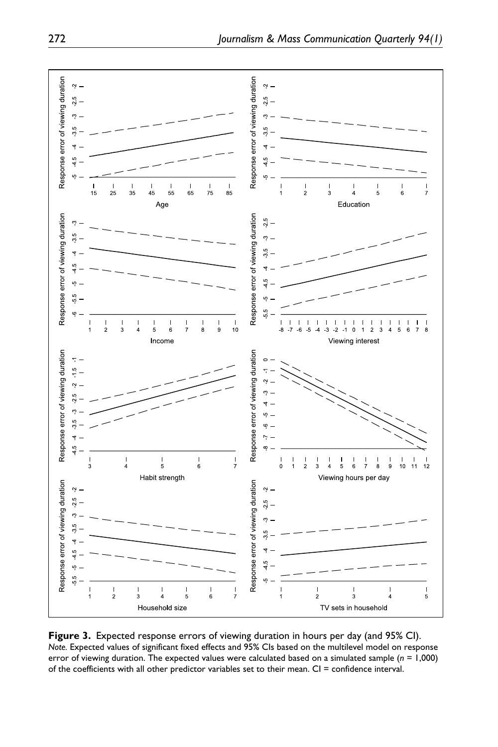**Figure 3.** Expected response errors of viewing duration in hours per day (and 95% CI).

*Note.* Expected values of significant fixed effects and 95% CIs based on the multilevel model on response error of viewing duration. The expected values were calculated based on a simulated sample ($n$ = 1,000) of the coefficients with all other predictor variables set to their mean. CI = confidence interval.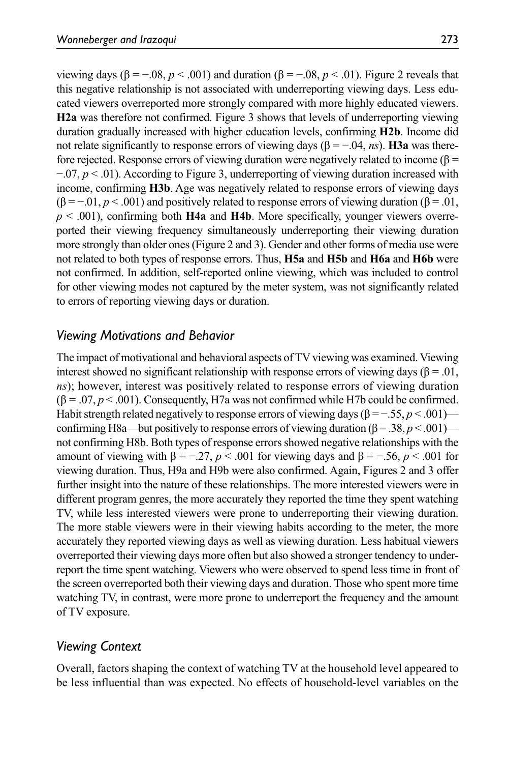viewing days ($\beta = -.08$, $p < .001$) and duration ($\beta = -.08$, $p < .01$). Figure 2 reveals that this negative relationship is not associated with underreporting viewing days. Less educated viewers overreported more strongly compared with more highly educated viewers. **H2a** was therefore not confirmed. Figure 3 shows that levels of underreporting viewing duration gradually increased with higher education levels, confirming **H2b**. Income did not relate significantly to response errors of viewing days ($\beta = -.04$, *ns*). **H3a** was therefore rejected. Response errors of viewing duration were negatively related to income ($\beta = -.07$, $p < .01$). According to Figure 3, underreporting of viewing duration increased with income, confirming **H3b**. Age was negatively related to response errors of viewing days ($\beta = -.01$, $p < .001$) and positively related to response errors of viewing duration ($\beta = .01$, $p < .001$), confirming both **H4a** and **H4b**. More specifically, younger viewers overreported their viewing frequency simultaneously underreporting their viewing duration more strongly than older ones (Figure 2 and 3). Gender and other forms of media use were not related to both types of response errors. Thus, **H5a** and **H5b** and **H6a** and **H6b** were not confirmed. In addition, self-reported online viewing, which was included to control for other viewing modes not captured by the meter system, was not significantly related to errors of reporting viewing days or duration.

## *Viewing Motivations and Behavior*

The impact of motivational and behavioral aspects of TV viewing was examined. Viewing interest showed no significant relationship with response errors of viewing days ($\beta = .01$, *ns*); however, interest was positively related to response errors of viewing duration ($\beta = .07$, $p < .001$). Consequently, H7a was not confirmed while H7b could be confirmed. Habit strength related negatively to response errors of viewing days ($\beta = -.55$, $p < .001$)—confirming H8a—but positively to response errors of viewing duration ($\beta = .38$, $p < .001$)—not confirming H8b. Both types of response errors showed negative relationships with the amount of viewing with $\beta = -.27$, $p < .001$ for viewing days and $\beta = -.56$, $p < .001$ for viewing duration. Thus, H9a and H9b were also confirmed. Again, Figures 2 and 3 offer further insight into the nature of these relationships. The more interested viewers were in different program genres, the more accurately they reported the time they spent watching TV, while less interested viewers were prone to underreporting their viewing duration. The more stable viewers were in their viewing habits according to the meter, the more accurately they reported viewing days as well as viewing duration. Less habitual viewers overreported their viewing days more often but also showed a stronger tendency to underreport the time spent watching. Viewers who were observed to spend less time in front of the screen overreported both their viewing days and duration. Those who spent more time watching TV, in contrast, were more prone to underreport the frequency and the amount of TV exposure.

## *Viewing Context*

Overall, factors shaping the context of watching TV at the household level appeared to be less influential than was expected. No effects of household-level variables on the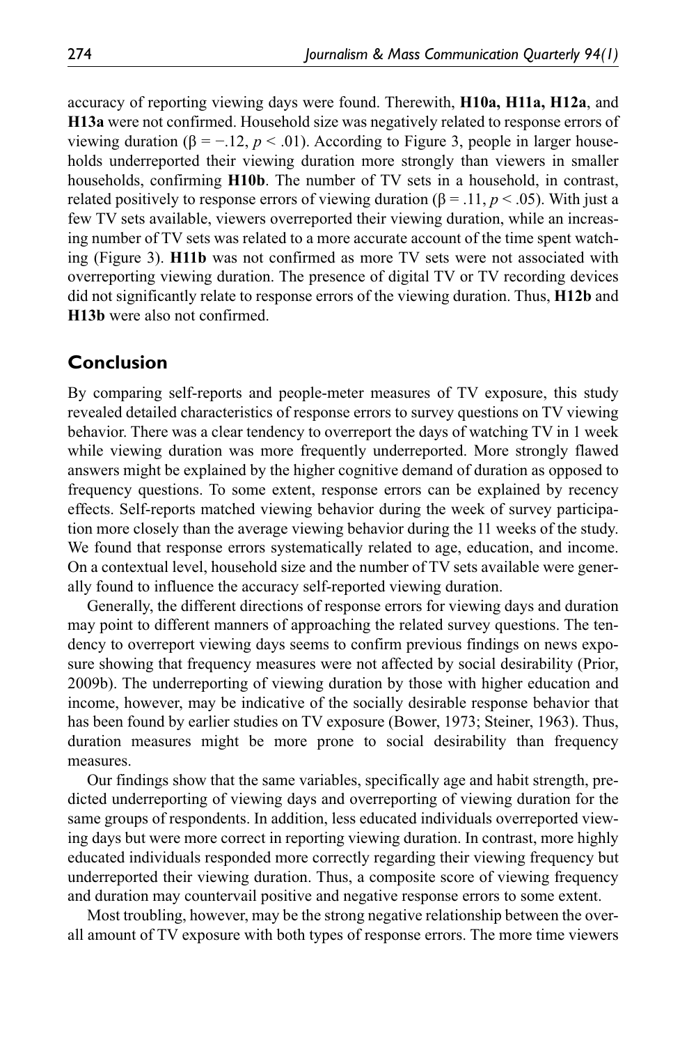accuracy of reporting viewing days were found. Therewith, **H10a, H11a, H12a**, and **H13a** were not confirmed. Household size was negatively related to response errors of viewing duration ($\beta = -.12$, $p < .01$). According to Figure 3, people in larger households underreported their viewing duration more strongly than viewers in smaller households, confirming **H10b**. The number of TV sets in a household, in contrast, related positively to response errors of viewing duration ($\beta = .11$, $p < .05$). With just a few TV sets available, viewers overreported their viewing duration, while an increasing number of TV sets was related to a more accurate account of the time spent watching (Figure 3). **H11b** was not confirmed as more TV sets were not associated with overreporting viewing duration. The presence of digital TV or TV recording devices did not significantly relate to response errors of the viewing duration. Thus, **H12b** and **H13b** were also not confirmed.

## Conclusion

By comparing self-reports and people-meter measures of TV exposure, this study revealed detailed characteristics of response errors to survey questions on TV viewing behavior. There was a clear tendency to overreport the days of watching TV in 1 week while viewing duration was more frequently underreported. More strongly flawed answers might be explained by the higher cognitive demand of duration as opposed to frequency questions. To some extent, response errors can be explained by recency effects. Self-reports matched viewing behavior during the week of survey participation more closely than the average viewing behavior during the 11 weeks of the study. We found that response errors systematically related to age, education, and income. On a contextual level, household size and the number of TV sets available were generally found to influence the accuracy self-reported viewing duration.

Generally, the different directions of response errors for viewing days and duration may point to different manners of approaching the related survey questions. The tendency to overreport viewing days seems to confirm previous findings on news exposure showing that frequency measures were not affected by social desirability (Prior, 2009b). The underreporting of viewing duration by those with higher education and income, however, may be indicative of the socially desirable response behavior that has been found by earlier studies on TV exposure (Bower, 1973; Steiner, 1963). Thus, duration measures might be more prone to social desirability than frequency measures.

Our findings show that the same variables, specifically age and habit strength, predicted underreporting of viewing days and overreporting of viewing duration for the same groups of respondents. In addition, less educated individuals overreported viewing days but were more correct in reporting viewing duration. In contrast, more highly educated individuals responded more correctly regarding their viewing frequency but underreported their viewing duration. Thus, a composite score of viewing frequency and duration may countervail positive and negative response errors to some extent.

Most troubling, however, may be the strong negative relationship between the overall amount of TV exposure with both types of response errors. The more time viewers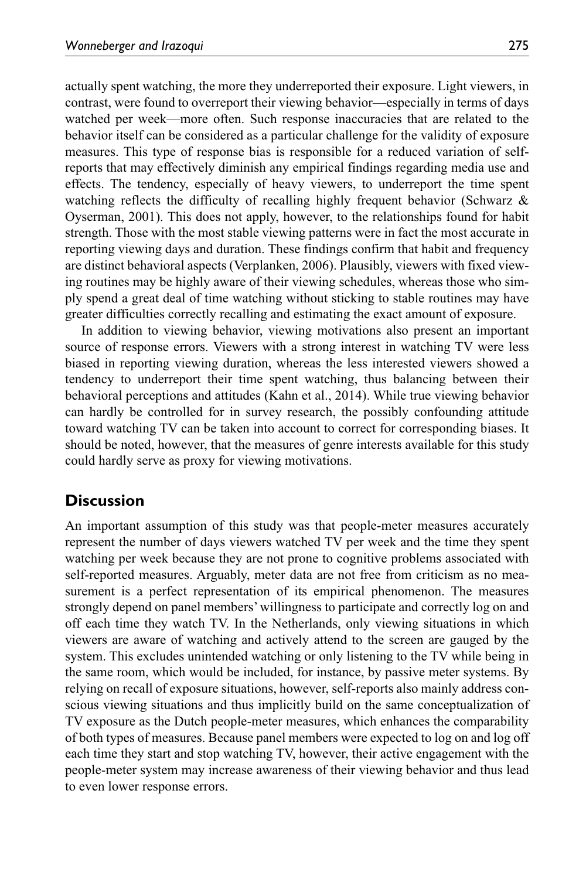actually spent watching, the more they underreported their exposure. Light viewers, in contrast, were found to overreport their viewing behavior—especially in terms of days watched per week—more often. Such response inaccuracies that are related to the behavior itself can be considered as a particular challenge for the validity of exposure measures. This type of response bias is responsible for a reduced variation of self-reports that may effectively diminish any empirical findings regarding media use and effects. The tendency, especially of heavy viewers, to underreport the time spent watching reflects the difficulty of recalling highly frequent behavior (Schwarz & Oyserman, 2001). This does not apply, however, to the relationships found for habit strength. Those with the most stable viewing patterns were in fact the most accurate in reporting viewing days and duration. These findings confirm that habit and frequency are distinct behavioral aspects (Verplanken, 2006). Plausibly, viewers with fixed viewing routines may be highly aware of their viewing schedules, whereas those who simply spend a great deal of time watching without sticking to stable routines may have greater difficulties correctly recalling and estimating the exact amount of exposure.

In addition to viewing behavior, viewing motivations also present an important source of response errors. Viewers with a strong interest in watching TV were less biased in reporting viewing duration, whereas the less interested viewers showed a tendency to underreport their time spent watching, thus balancing between their behavioral perceptions and attitudes (Kahn et al., 2014). While true viewing behavior can hardly be controlled for in survey research, the possibly confounding attitude toward watching TV can be taken into account to correct for corresponding biases. It should be noted, however, that the measures of genre interests available for this study could hardly serve as proxy for viewing motivations.

## Discussion

An important assumption of this study was that people-meter measures accurately represent the number of days viewers watched TV per week and the time they spent watching per week because they are not prone to cognitive problems associated with self-reported measures. Arguably, meter data are not free from criticism as no measurement is a perfect representation of its empirical phenomenon. The measures strongly depend on panel members' willingness to participate and correctly log on and off each time they watch TV. In the Netherlands, only viewing situations in which viewers are aware of watching and actively attend to the screen are gauged by the system. This excludes unintended watching or only listening to the TV while being in the same room, which would be included, for instance, by passive meter systems. By relying on recall of exposure situations, however, self-reports also mainly address conscious viewing situations and thus implicitly build on the same conceptualization of TV exposure as the Dutch people-meter measures, which enhances the comparability of both types of measures. Because panel members were expected to log on and log off each time they start and stop watching TV, however, their active engagement with the people-meter system may increase awareness of their viewing behavior and thus lead to even lower response errors.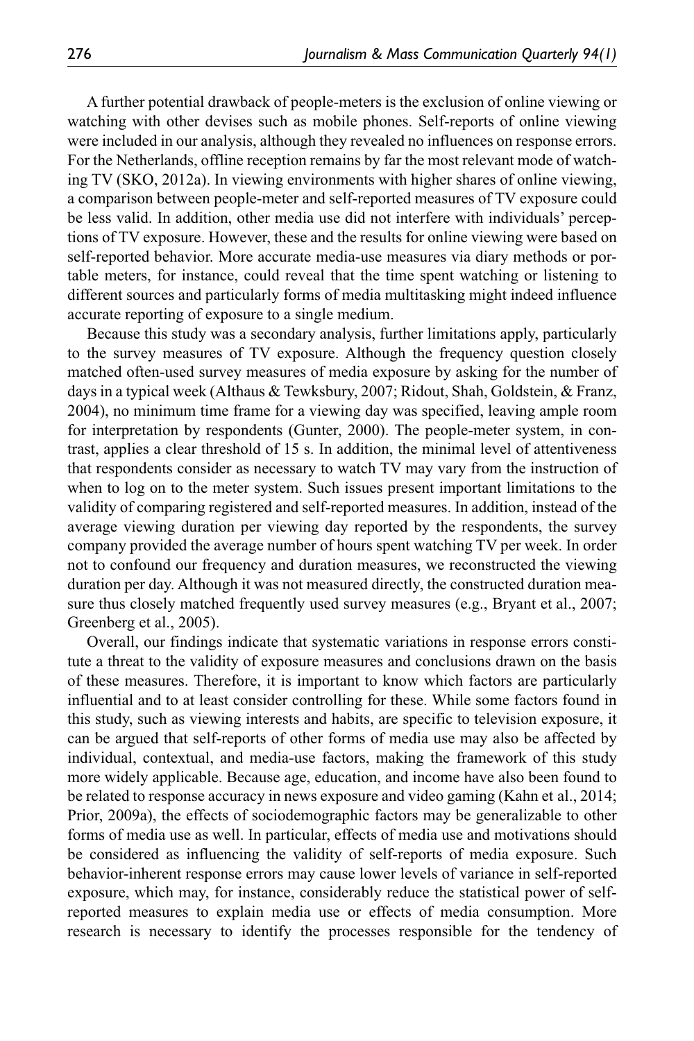A further potential drawback of people-meters is the exclusion of online viewing or watching with other devises such as mobile phones. Self-reports of online viewing were included in our analysis, although they revealed no influences on response errors. For the Netherlands, offline reception remains by far the most relevant mode of watching TV (SKO, 2012a). In viewing environments with higher shares of online viewing, a comparison between people-meter and self-reported measures of TV exposure could be less valid. In addition, other media use did not interfere with individuals' perceptions of TV exposure. However, these and the results for online viewing were based on self-reported behavior. More accurate media-use measures via diary methods or portable meters, for instance, could reveal that the time spent watching or listening to different sources and particularly forms of media multitasking might indeed influence accurate reporting of exposure to a single medium.

Because this study was a secondary analysis, further limitations apply, particularly to the survey measures of TV exposure. Although the frequency question closely matched often-used survey measures of media exposure by asking for the number of days in a typical week (Althaus & Tewksbury, 2007; Ridout, Shah, Goldstein, & Franz, 2004), no minimum time frame for a viewing day was specified, leaving ample room for interpretation by respondents (Gunter, 2000). The people-meter system, in contrast, applies a clear threshold of 15 s. In addition, the minimal level of attentiveness that respondents consider as necessary to watch TV may vary from the instruction of when to log on to the meter system. Such issues present important limitations to the validity of comparing registered and self-reported measures. In addition, instead of the average viewing duration per viewing day reported by the respondents, the survey company provided the average number of hours spent watching TV per week. In order not to confound our frequency and duration measures, we reconstructed the viewing duration per day. Although it was not measured directly, the constructed duration measure thus closely matched frequently used survey measures (e.g., Bryant et al., 2007; Greenberg et al., 2005).

Overall, our findings indicate that systematic variations in response errors constitute a threat to the validity of exposure measures and conclusions drawn on the basis of these measures. Therefore, it is important to know which factors are particularly influential and to at least consider controlling for these. While some factors found in this study, such as viewing interests and habits, are specific to television exposure, it can be argued that self-reports of other forms of media use may also be affected by individual, contextual, and media-use factors, making the framework of this study more widely applicable. Because age, education, and income have also been found to be related to response accuracy in news exposure and video gaming (Kahn et al., 2014; Prior, 2009a), the effects of sociodemographic factors may be generalizable to other forms of media use as well. In particular, effects of media use and motivations should be considered as influencing the validity of self-reports of media exposure. Such behavior-inherent response errors may cause lower levels of variance in self-reported exposure, which may, for instance, considerably reduce the statistical power of self-reported measures to explain media use or effects of media consumption. More research is necessary to identify the processes responsible for the tendency of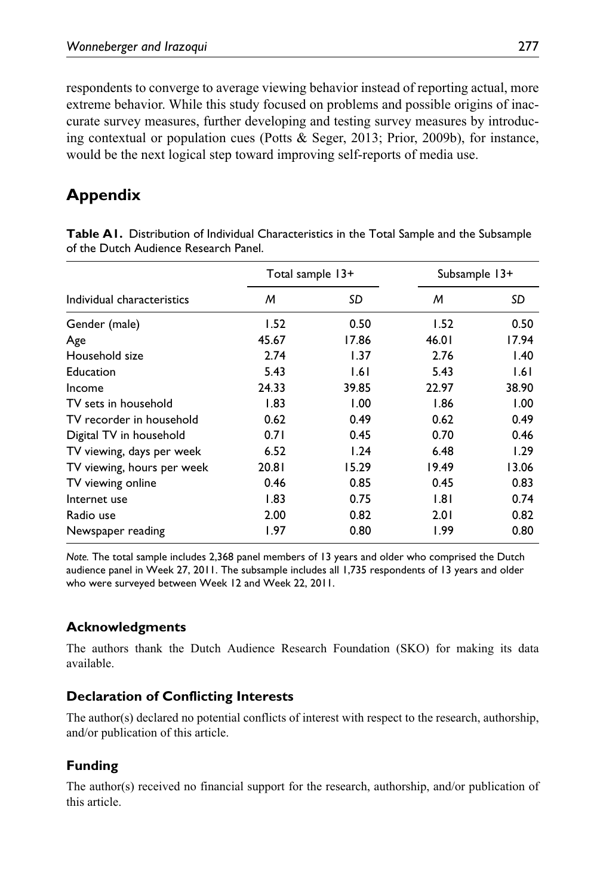respondents to converge to average viewing behavior instead of reporting actual, more extreme behavior. While this study focused on problems and possible origins of inaccurate survey measures, further developing and testing survey measures by introducing contextual or population cues (Potts & Seger, 2013; Prior, 2009b), for instance, would be the next logical step toward improving self-reports of media use.

# Appendix

**Table A1.** Distribution of Individual Characteristics in the Total Sample and the Subsample of the Dutch Audience Research Panel.

| | Total sample 13+ | | Subsample 13+ | |
|---|---|---|---|---|
| Individual characteristics | *M* | *SD* | *M* | *SD* |
| Gender (male) | 1.52 | 0.50 | 1.52 | 0.50 |
| Age | 45.67 | 17.86 | 46.01 | 17.94 |
| Household size | 2.74 | 1.37 | 2.76 | 1.40 |
| Education | 5.43 | 1.61 | 5.43 | 1.61 |
| Income | 24.33 | 39.85 | 22.97 | 38.90 |
| TV sets in household | 1.83 | 1.00 | 1.86 | 1.00 |
| TV recorder in household | 0.62 | 0.49 | 0.62 | 0.49 |
| Digital TV in household | 0.71 | 0.45 | 0.70 | 0.46 |
| TV viewing, days per week | 6.52 | 1.24 | 6.48 | 1.29 |
| TV viewing, hours per week | 20.81 | 15.29 | 19.49 | 13.06 |
| TV viewing online | 0.46 | 0.85 | 0.45 | 0.83 |
| Internet use | 1.83 | 0.75 | 1.81 | 0.74 |
| Radio use | 2.00 | 0.82 | 2.01 | 0.82 |
| Newspaper reading | 1.97 | 0.80 | 1.99 | 0.80 |

*Note.* The total sample includes 2,368 panel members of 13 years and older who comprised the Dutch audience panel in Week 27, 2011. The subsample includes all 1,735 respondents of 13 years and older who were surveyed between Week 12 and Week 22, 2011.

### Acknowledgments

The authors thank the Dutch Audience Research Foundation (SKO) for making its data available.

### Declaration of Conflicting Interests

The author(s) declared no potential conflicts of interest with respect to the research, authorship, and/or publication of this article.

### Funding

The author(s) received no financial support for the research, authorship, and/or publication of this article.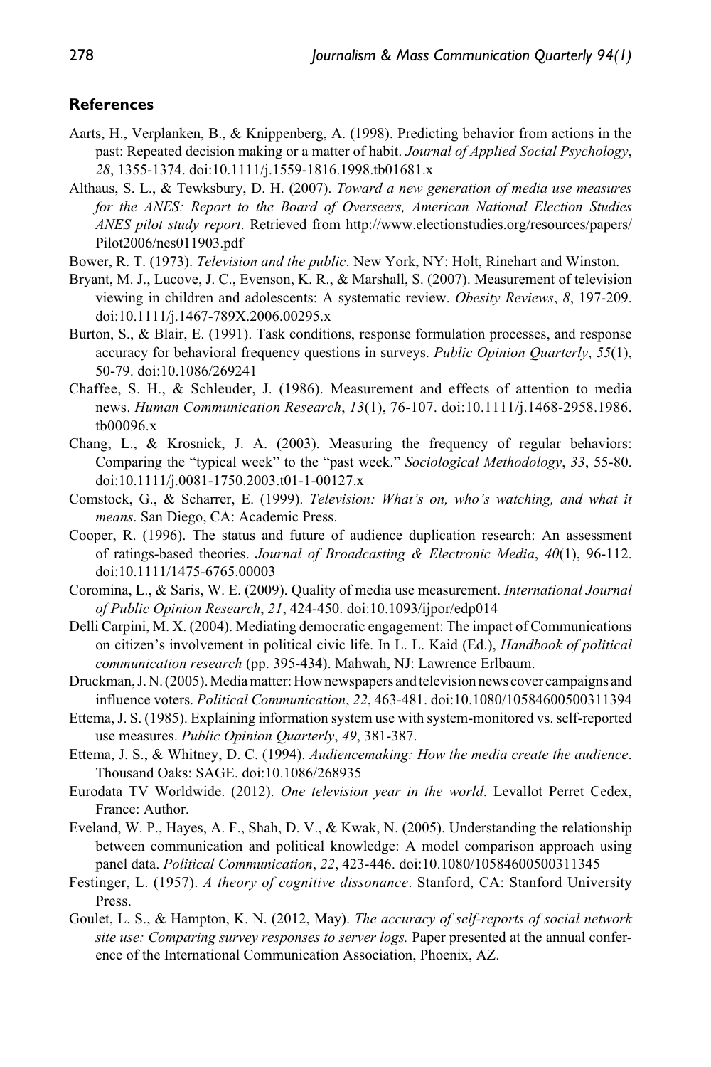### References

Aarts, H., Verplanken, B., & Knippenberg, A. (1998). Predicting behavior from actions in the past: Repeated decision making or a matter of habit. *Journal of Applied Social Psychology*, *28*, 1355-1374. doi:10.1111/j.1559-1816.1998.tb01681.x

Althaus, S. L., & Tewksbury, D. H. (2007). *Toward a new generation of media use measures for the ANES: Report to the Board of Overseers, American National Election Studies ANES pilot study report*. Retrieved from http://www.electionstudies.org/resources/papers/Pilot2006/nes011903.pdf

Bower, R. T. (1973). *Television and the public*. New York, NY: Holt, Rinehart and Winston.

Bryant, M. J., Lucove, J. C., Evenson, K. R., & Marshall, S. (2007). Measurement of television viewing in children and adolescents: A systematic review. *Obesity Reviews*, *8*, 197-209. doi:10.1111/j.1467-789X.2006.00295.x

Burton, S., & Blair, E. (1991). Task conditions, response formulation processes, and response accuracy for behavioral frequency questions in surveys. *Public Opinion Quarterly*, *55*(1), 50-79. doi:10.1086/269241

Chaffee, S. H., & Schleuder, J. (1986). Measurement and effects of attention to media news. *Human Communication Research*, *13*(1), 76-107. doi:10.1111/j.1468-2958.1986.tb00096.x

Chang, L., & Krosnick, J. A. (2003). Measuring the frequency of regular behaviors: Comparing the "typical week" to the "past week." *Sociological Methodology*, *33*, 55-80. doi:10.1111/j.0081-1750.2003.t01-1-00127.x

Comstock, G., & Scharrer, E. (1999). *Television: What's on, who's watching, and what it means*. San Diego, CA: Academic Press.

Cooper, R. (1996). The status and future of audience duplication research: An assessment of ratings-based theories. *Journal of Broadcasting & Electronic Media*, *40*(1), 96-112. doi:10.1111/1475-6765.00003

Coromina, L., & Saris, W. E. (2009). Quality of media use measurement. *International Journal of Public Opinion Research*, *21*, 424-450. doi:10.1093/ijpor/edp014

Delli Carpini, M. X. (2004). Mediating democratic engagement: The impact of Communications on citizen's involvement in political civic life. In L. L. Kaid (Ed.), *Handbook of political communication research* (pp. 395-434). Mahwah, NJ: Lawrence Erlbaum.

Druckman, J. N. (2005). Media matter: How newspapers and television news cover campaigns and influence voters. *Political Communication*, *22*, 463-481. doi:10.1080/10584600500311394

Ettema, J. S. (1985). Explaining information system use with system-monitored vs. self-reported use measures. *Public Opinion Quarterly*, *49*, 381-387.

Ettema, J. S., & Whitney, D. C. (1994). *Audiencemaking: How the media create the audience*. Thousand Oaks: SAGE. doi:10.1086/268935

Eurodata TV Worldwide. (2012). *One television year in the world*. Levallot Perret Cedex, France: Author.

Eveland, W. P., Hayes, A. F., Shah, D. V., & Kwak, N. (2005). Understanding the relationship between communication and political knowledge: A model comparison approach using panel data. *Political Communication*, *22*, 423-446. doi:10.1080/10584600500311345

Festinger, L. (1957). *A theory of cognitive dissonance*. Stanford, CA: Stanford University Press.

Goulet, L. S., & Hampton, K. N. (2012, May). *The accuracy of self-reports of social network site use: Comparing survey responses to server logs.* Paper presented at the annual conference of the International Communication Association, Phoenix, AZ.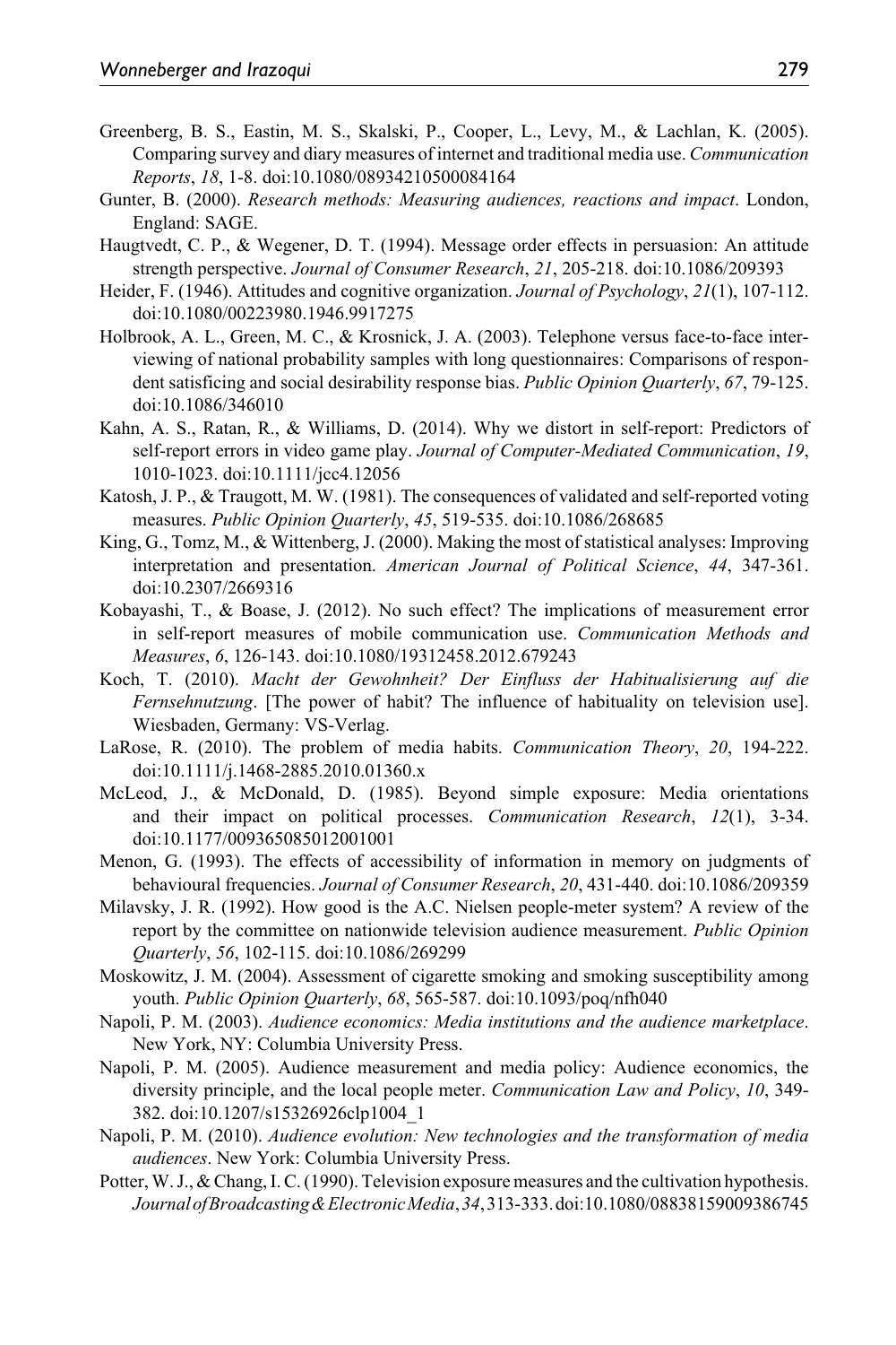Greenberg, B. S., Eastin, M. S., Skalski, P., Cooper, L., Levy, M., & Lachlan, K. (2005). Comparing survey and diary measures of internet and traditional media use. *Communication Reports*, *18*, 1-8. doi:10.1080/08934210500084164

Gunter, B. (2000). *Research methods: Measuring audiences, reactions and impact*. London, England: SAGE.

Haugtvedt, C. P., & Wegener, D. T. (1994). Message order effects in persuasion: An attitude strength perspective. *Journal of Consumer Research*, *21*, 205-218. doi:10.1086/209393

Heider, F. (1946). Attitudes and cognitive organization. *Journal of Psychology*, *21*(1), 107-112. doi:10.1080/00223980.1946.9917275

Holbrook, A. L., Green, M. C., & Krosnick, J. A. (2003). Telephone versus face-to-face interviewing of national probability samples with long questionnaires: Comparisons of respondent satisficing and social desirability response bias. *Public Opinion Quarterly*, *67*, 79-125. doi:10.1086/346010

Kahn, A. S., Ratan, R., & Williams, D. (2014). Why we distort in self-report: Predictors of self-report errors in video game play. *Journal of Computer-Mediated Communication*, *19*, 1010-1023. doi:10.1111/jcc4.12056

Katosh, J. P., & Traugott, M. W. (1981). The consequences of validated and self-reported voting measures. *Public Opinion Quarterly*, *45*, 519-535. doi:10.1086/268685

King, G., Tomz, M., & Wittenberg, J. (2000). Making the most of statistical analyses: Improving interpretation and presentation. *American Journal of Political Science*, *44*, 347-361. doi:10.2307/2669316

Kobayashi, T., & Boase, J. (2012). No such effect? The implications of measurement error in self-report measures of mobile communication use. *Communication Methods and Measures*, *6*, 126-143. doi:10.1080/19312458.2012.679243

Koch, T. (2010). *Macht der Gewohnheit? Der Einfluss der Habitualisierung auf die Fernsehnutzung*. [The power of habit? The influence of habituality on television use]. Wiesbaden, Germany: VS-Verlag.

LaRose, R. (2010). The problem of media habits. *Communication Theory*, *20*, 194-222. doi:10.1111/j.1468-2885.2010.01360.x

McLeod, J., & McDonald, D. (1985). Beyond simple exposure: Media orientations and their impact on political processes. *Communication Research*, *12*(1), 3-34. doi:10.1177/009365085012001001

Menon, G. (1993). The effects of accessibility of information in memory on judgments of behavioural frequencies. *Journal of Consumer Research*, *20*, 431-440. doi:10.1086/209359

Milavsky, J. R. (1992). How good is the A.C. Nielsen people-meter system? A review of the report by the committee on nationwide television audience measurement. *Public Opinion Quarterly*, *56*, 102-115. doi:10.1086/269299

Moskowitz, J. M. (2004). Assessment of cigarette smoking and smoking susceptibility among youth. *Public Opinion Quarterly*, *68*, 565-587. doi:10.1093/poq/nfh040

Napoli, P. M. (2003). *Audience economics: Media institutions and the audience marketplace*. New York, NY: Columbia University Press.

Napoli, P. M. (2005). Audience measurement and media policy: Audience economics, the diversity principle, and the local people meter. *Communication Law and Policy*, *10*, 349-382. doi:10.1207/s15326926clp1004_1

Napoli, P. M. (2010). *Audience evolution: New technologies and the transformation of media audiences*. New York: Columbia University Press.

Potter, W. J., & Chang, I. C. (1990). Television exposure measures and the cultivation hypothesis. *Journal of Broadcasting & Electronic Media*, *34*, 313-333. doi:10.1080/08838159009386745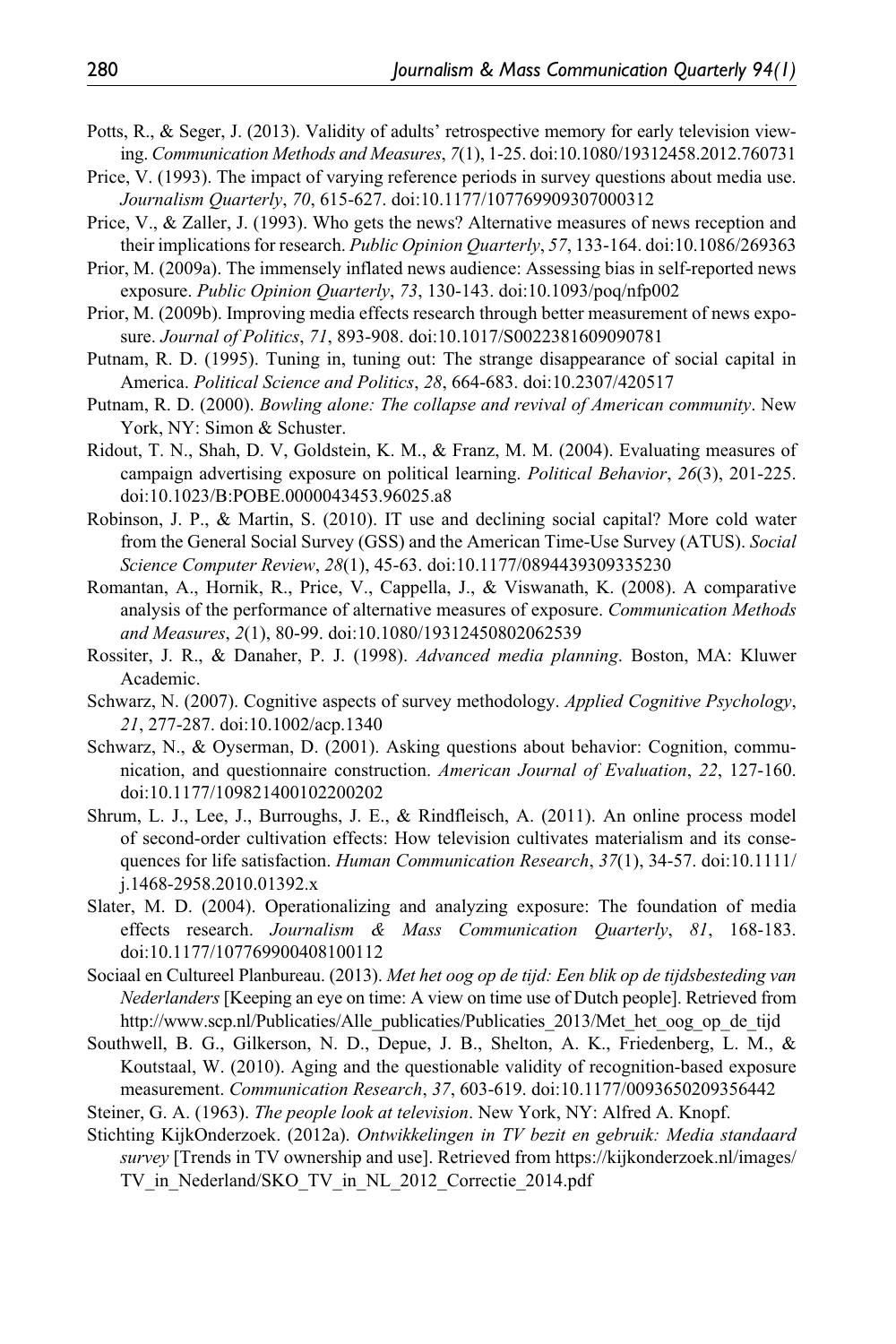Potts, R., & Seger, J. (2013). Validity of adults' retrospective memory for early television viewing. *Communication Methods and Measures*, *7*(1), 1-25. doi:10.1080/19312458.2012.760731

Price, V. (1993). The impact of varying reference periods in survey questions about media use. *Journalism Quarterly*, *70*, 615-627. doi:10.1177/107769909307000312

Price, V., & Zaller, J. (1993). Who gets the news? Alternative measures of news reception and their implications for research. *Public Opinion Quarterly*, *57*, 133-164. doi:10.1086/269363

Prior, M. (2009a). The immensely inflated news audience: Assessing bias in self-reported news exposure. *Public Opinion Quarterly*, *73*, 130-143. doi:10.1093/poq/nfp002

Prior, M. (2009b). Improving media effects research through better measurement of news exposure. *Journal of Politics*, *71*, 893-908. doi:10.1017/S0022381609090781

Putnam, R. D. (1995). Tuning in, tuning out: The strange disappearance of social capital in America. *Political Science and Politics*, *28*, 664-683. doi:10.2307/420517

Putnam, R. D. (2000). *Bowling alone: The collapse and revival of American community*. New York, NY: Simon & Schuster.

Ridout, T. N., Shah, D. V, Goldstein, K. M., & Franz, M. M. (2004). Evaluating measures of campaign advertising exposure on political learning. *Political Behavior*, *26*(3), 201-225. doi:10.1023/B:POBE.0000043453.96025.a8

Robinson, J. P., & Martin, S. (2010). IT use and declining social capital? More cold water from the General Social Survey (GSS) and the American Time-Use Survey (ATUS). *Social Science Computer Review*, *28*(1), 45-63. doi:10.1177/0894439309335230

Romantan, A., Hornik, R., Price, V., Cappella, J., & Viswanath, K. (2008). A comparative analysis of the performance of alternative measures of exposure. *Communication Methods and Measures*, *2*(1), 80-99. doi:10.1080/19312450802062539

Rossiter, J. R., & Danaher, P. J. (1998). *Advanced media planning*. Boston, MA: Kluwer Academic.

Schwarz, N. (2007). Cognitive aspects of survey methodology. *Applied Cognitive Psychology*, *21*, 277-287. doi:10.1002/acp.1340

Schwarz, N., & Oyserman, D. (2001). Asking questions about behavior: Cognition, communication, and questionnaire construction. *American Journal of Evaluation*, *22*, 127-160. doi:10.1177/109821400102200202

Shrum, L. J., Lee, J., Burroughs, J. E., & Rindfleisch, A. (2011). An online process model of second-order cultivation effects: How television cultivates materialism and its consequences for life satisfaction. *Human Communication Research*, *37*(1), 34-57. doi:10.1111/j.1468-2958.2010.01392.x

Slater, M. D. (2004). Operationalizing and analyzing exposure: The foundation of media effects research. *Journalism & Mass Communication Quarterly*, *81*, 168-183. doi:10.1177/107769900408100112

Sociaal en Cultureel Planbureau. (2013). *Met het oog op de tijd: Een blik op de tijdsbesteding van Nederlanders* [Keeping an eye on time: A view on time use of Dutch people]. Retrieved from http://www.scp.nl/Publicaties/Alle_publicaties/Publicaties_2013/Met_het_oog_op_de_tijd

Southwell, B. G., Gilkerson, N. D., Depue, J. B., Shelton, A. K., Friedenberg, L. M., & Koutstaal, W. (2010). Aging and the questionable validity of recognition-based exposure measurement. *Communication Research*, *37*, 603-619. doi:10.1177/0093650209356442

Steiner, G. A. (1963). *The people look at television*. New York, NY: Alfred A. Knopf.

Stichting KijkOnderzoek. (2012a). *Ontwikkelingen in TV bezit en gebruik: Media standaard survey* [Trends in TV ownership and use]. Retrieved from https://kijkonderzoek.nl/images/TV_in_Nederland/SKO_TV_in_NL_2012_Correctie_2014.pdf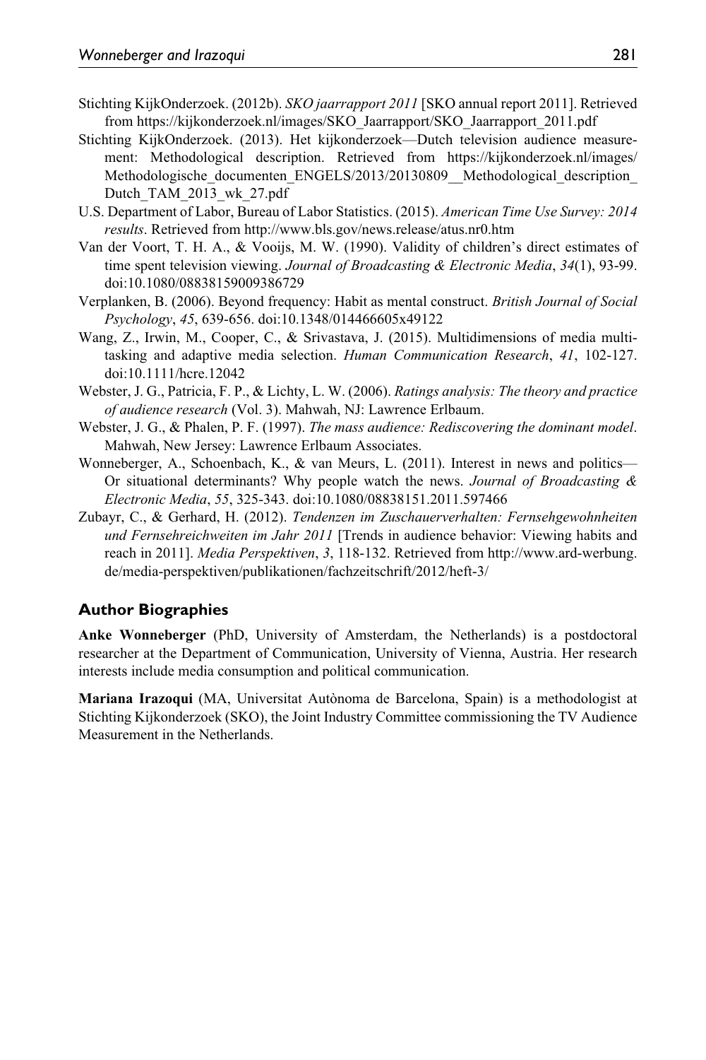Stichting KijkOnderzoek. (2012b). *SKO jaarrapport 2011* [SKO annual report 2011]. Retrieved from https://kijkonderzoek.nl/images/SKO_Jaarrapport/SKO_Jaarrapport_2011.pdf

Stichting KijkOnderzoek. (2013). Het kijkonderzoek—Dutch television audience measurement: Methodological description. Retrieved from https://kijkonderzoek.nl/images/Methodologische_documenten_ENGELS/2013/20130809__Methodological_description_Dutch_TAM_2013_wk_27.pdf

U.S. Department of Labor, Bureau of Labor Statistics. (2015). *American Time Use Survey: 2014 results*. Retrieved from http://www.bls.gov/news.release/atus.nr0.htm

Van der Voort, T. H. A., & Vooijs, M. W. (1990). Validity of children's direct estimates of time spent television viewing. *Journal of Broadcasting & Electronic Media*, *34*(1), 93-99. doi:10.1080/08838159009386729

Verplanken, B. (2006). Beyond frequency: Habit as mental construct. *British Journal of Social Psychology*, *45*, 639-656. doi:10.1348/014466605x49122

Wang, Z., Irwin, M., Cooper, C., & Srivastava, J. (2015). Multidimensions of media multitasking and adaptive media selection. *Human Communication Research*, *41*, 102-127. doi:10.1111/hcre.12042

Webster, J. G., Patricia, F. P., & Lichty, L. W. (2006). *Ratings analysis: The theory and practice of audience research* (Vol. 3). Mahwah, NJ: Lawrence Erlbaum.

Webster, J. G., & Phalen, P. F. (1997). *The mass audience: Rediscovering the dominant model*. Mahwah, New Jersey: Lawrence Erlbaum Associates.

Wonneberger, A., Schoenbach, K., & van Meurs, L. (2011). Interest in news and politics—Or situational determinants? Why people watch the news. *Journal of Broadcasting & Electronic Media*, *55*, 325-343. doi:10.1080/08838151.2011.597466

Zubayr, C., & Gerhard, H. (2012). *Tendenzen im Zuschauerverhalten: Fernsehgewohnheiten und Fernsehreichweiten im Jahr 2011* [Trends in audience behavior: Viewing habits and reach in 2011]. *Media Perspektiven*, *3*, 118-132. Retrieved from http://www.ard-werbung.de/media-perspektiven/publikationen/fachzeitschrift/2012/heft-3/

## Author Biographies

**Anke Wonneberger** (PhD, University of Amsterdam, the Netherlands) is a postdoctoral researcher at the Department of Communication, University of Vienna, Austria. Her research interests include media consumption and political communication.

**Mariana Irazoqui** (MA, Universitat Autònoma de Barcelona, Spain) is a methodologist at Stichting Kijkonderzoek (SKO), the Joint Industry Committee commissioning the TV Audience Measurement in the Netherlands.